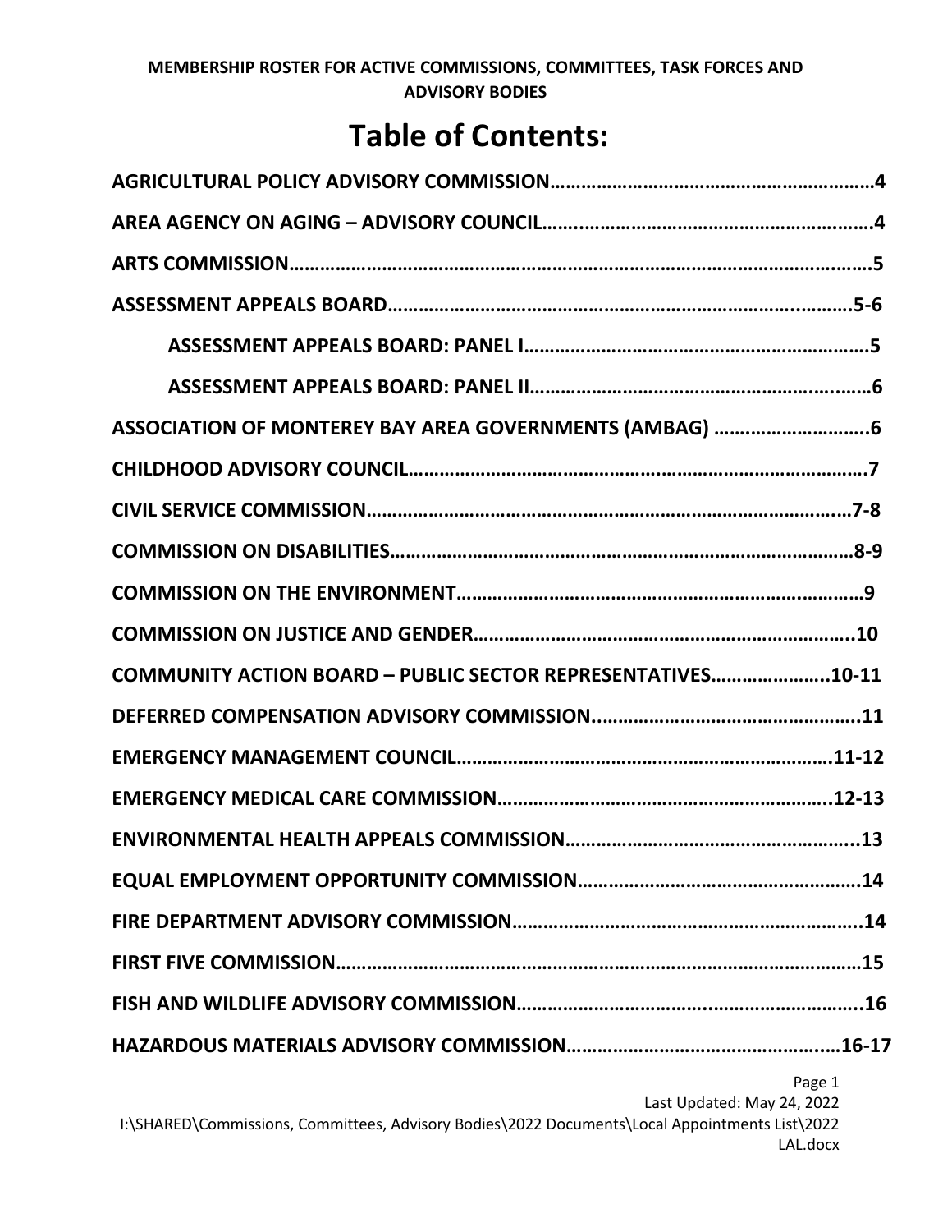**MEMBERSHIP ROSTER FOR ACTIVE COMMISSIONS, COMMITTEES, TASK FORCES AND ADVISORY BODIES**

# Table of Contents:

**AGRICULTURAL POLICY ADVISORY COMMISSION……………………………………………………4**

**AREA AGENCY ON AGING – ADVISORY COUNCIL…………………………………………………4**

**ARTS COMMISSION……………………………………………………………………………………5**

**ASSESSMENT APPEALS BOARD……………………………………………………………………5-6**

- **ASSESSMENT APPEALS BOARD: PANEL I……………………………………………………5**
- **ASSESSMENT APPEALS BOARD: PANEL II……………………………………………………6**

**ASSOCIATION OF MONTEREY BAY AREA GOVERNMENTS (AMBAG) ………………………6**

**CHILDHOOD ADVISORY COUNCIL……………………………………………………………………7**

**CIVIL SERVICE COMMISSION………………………………………………………………………7-8**

**COMMISSION ON DISABILITIES……………………………………………………………………8-9**

**COMMISSION ON THE ENVIRONMENT………………………………………………………………9**

**COMMISSION ON JUSTICE AND GENDER…………………………………………………………10**

**COMMUNITY ACTION BOARD – PUBLIC SECTOR REPRESENTATIVES………………10-11**

**DEFERRED COMPENSATION ADVISORY COMMISSION…………………………………………11**

**EMERGENCY MANAGEMENT COUNCIL…………………………………………………………11-12**

**EMERGENCY MEDICAL CARE COMMISSION……………………………………………………12-13**

**ENVIRONMENTAL HEALTH APPEALS COMMISSION………………………………………………13**

**EQUAL EMPLOYMENT OPPORTUNITY COMMISSION……………………………………………14**

**FIRE DEPARTMENT ADVISORY COMMISSION……………………………………………………14**

**FIRST FIVE COMMISSION……………………………………………………………………………15**

**FISH AND WILDLIFE ADVISORY COMMISSION……………………………………………………16**

**HAZARDOUS MATERIALS ADVISORY COMMISSION……………………………………………16-17**

Last Updated: May 24, 2022
I:\SHARED\Commissions, Committees, Advisory Bodies\2022 Documents\Local Appointments List\2022 LAL.docx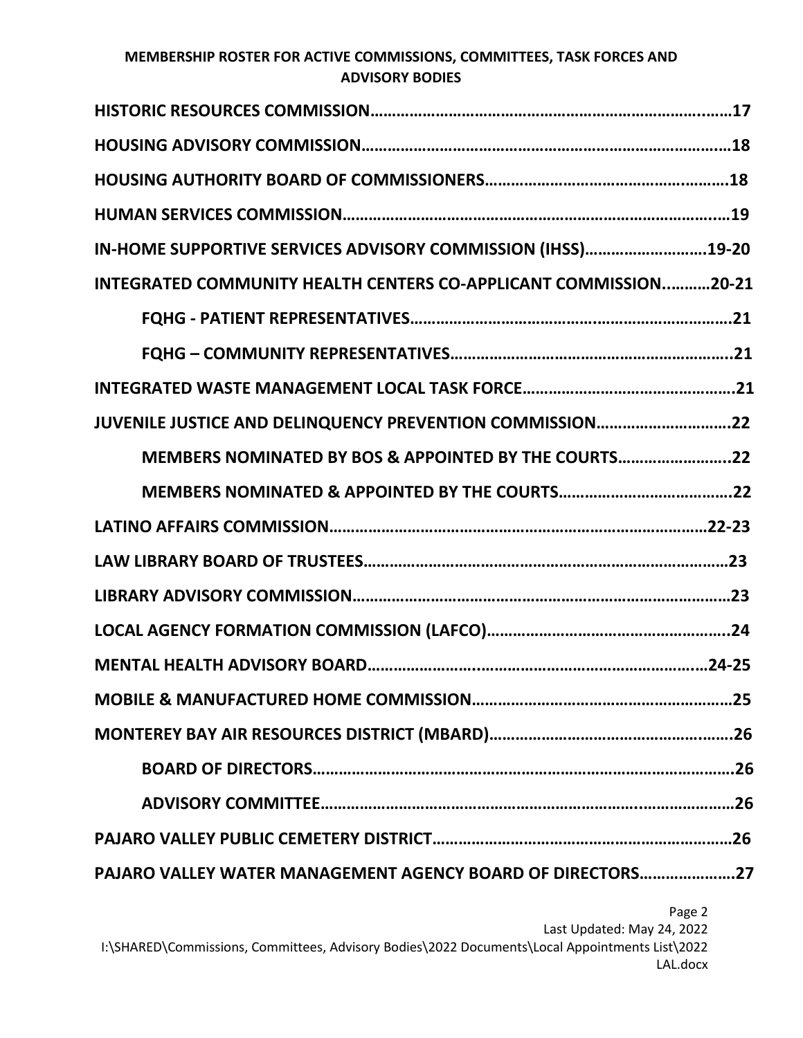**MEMBERSHIP ROSTER FOR ACTIVE COMMISSIONS, COMMITTEES, TASK FORCES AND ADVISORY BODIES**

**HISTORIC RESOURCES COMMISSION……………………………………………………………………..……17**

**HOUSING ADVISORY COMMISSION………………………………………………………………………..18**

**HOUSING AUTHORITY BOARD OF COMMISSIONERS……………………………………….………18**

**HUMAN SERVICES COMMISSION……………………………………………………………………….…19**

**IN-HOME SUPPORTIVE SERVICES ADVISORY COMMISSION (IHSS)……………………….19-20**

**INTEGRATED COMMUNITY HEALTH CENTERS CO-APPLICANT COMMISSION..………20-21**

- **FQHG - PATIENT REPRESENTATIVES……………………………………………………………21**
- **FQHG – COMMUNITY REPRESENTATIVES……………………………………………………..21**

**INTEGRATED WASTE MANAGEMENT LOCAL TASK FORCE…………………………………………..21**

**JUVENILE JUSTICE AND DELINQUENCY PREVENTION COMMISSION…………………………22**

- **MEMBERS NOMINATED BY BOS & APPOINTED BY THE COURTS……………………..22**
- **MEMBERS NOMINATED & APPOINTED BY THE COURTS…………………………………22**

**LATINO AFFAIRS COMMISSION…………………………………………………………………………22-23**

**LAW LIBRARY BOARD OF TRUSTEES……………………………………………………………………23**

**LIBRARY ADVISORY COMMISSION………………………………………………………………………23**

**LOCAL AGENCY FORMATION COMMISSION (LAFCO)………………………………………………..24**

**MENTAL HEALTH ADVISORY BOARD……………………………………………………………..…24-25**

**MOBILE & MANUFACTURED HOME COMMISSION……………………………………………………25**

**MONTEREY BAY AIR RESOURCES DISTRICT (MBARD)…………………………………………..….26**

- **BOARD OF DIRECTORS……………………………………………………………………………26**
- **ADVISORY COMMITTEE………………………………………………………………….…………26**

**PAJARO VALLEY PUBLIC CEMETERY DISTRICT…………………………………………………………26**

**PAJARO VALLEY WATER MANAGEMENT AGENCY BOARD OF DIRECTORS…………………27**

Last Updated: May 24, 2022
I:\SHARED\Commissions, Committees, Advisory Bodies\2022 Documents\Local Appointments List\2022 LAL.docx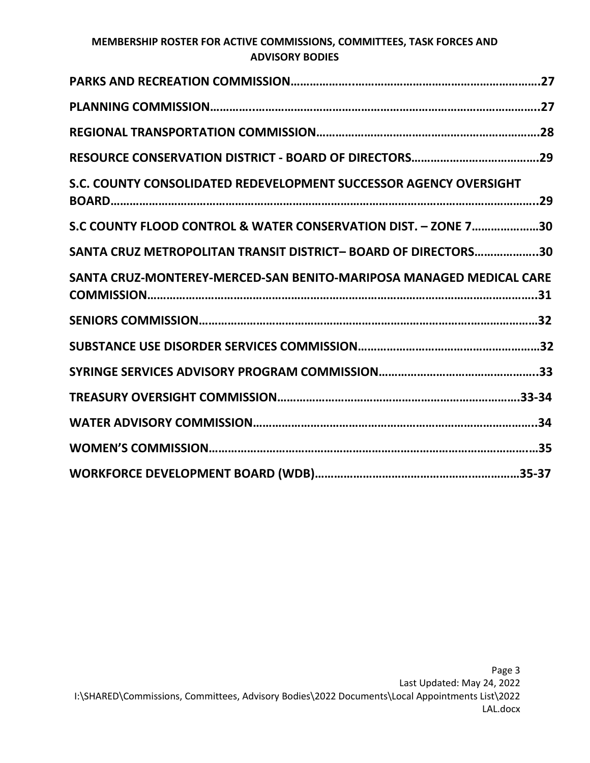**MEMBERSHIP ROSTER FOR ACTIVE COMMISSIONS, COMMITTEES, TASK FORCES AND ADVISORY BODIES**

**PARKS AND RECREATION COMMISSION……………..……………………………………………………….27**

**PLANNING COMMISSION…………………………………………………………………………………………..27**

**REGIONAL TRANSPORTATION COMMISSION……………………………………………………………….28**

**RESOURCE CONSERVATION DISTRICT - BOARD OF DIRECTORS…………………………………29**

**S.C. COUNTY CONSOLIDATED REDEVELOPMENT SUCCESSOR AGENCY OVERSIGHT BOARD……………………………………………………………………………………………………………………..29**

**S.C COUNTY FLOOD CONTROL & WATER CONSERVATION DIST. – ZONE 7…………………30**

**SANTA CRUZ METROPOLITAN TRANSIT DISTRICT– BOARD OF DIRECTORS………………..30**

**SANTA CRUZ-MONTEREY-MERCED-SAN BENITO-MARIPOSA MANAGED MEDICAL CARE COMMISSION……………………………………………………………………………………………………………..31**

**SENIORS COMMISSION…………………………………………………………………………………………….32**

**SUBSTANCE USE DISORDER SERVICES COMMISSION…………………………………………………32**

**SYRINGE SERVICES ADVISORY PROGRAM COMMISSION…………………………………………..33**

**TREASURY OVERSIGHT COMMISSION……………………………………………………………….33-34**

**WATER ADVISORY COMMISSION……………………………………………………………………………..34**

**WOMEN'S COMMISSION……………………………………………………………………………………………35**

**WORKFORCE DEVELOPMENT BOARD (WDB)……………………………………………………35-37**

Last Updated: May 24, 2022

I:\SHARED\Commissions, Committees, Advisory Bodies\2022 Documents\Local Appointments List\2022 LAL.docx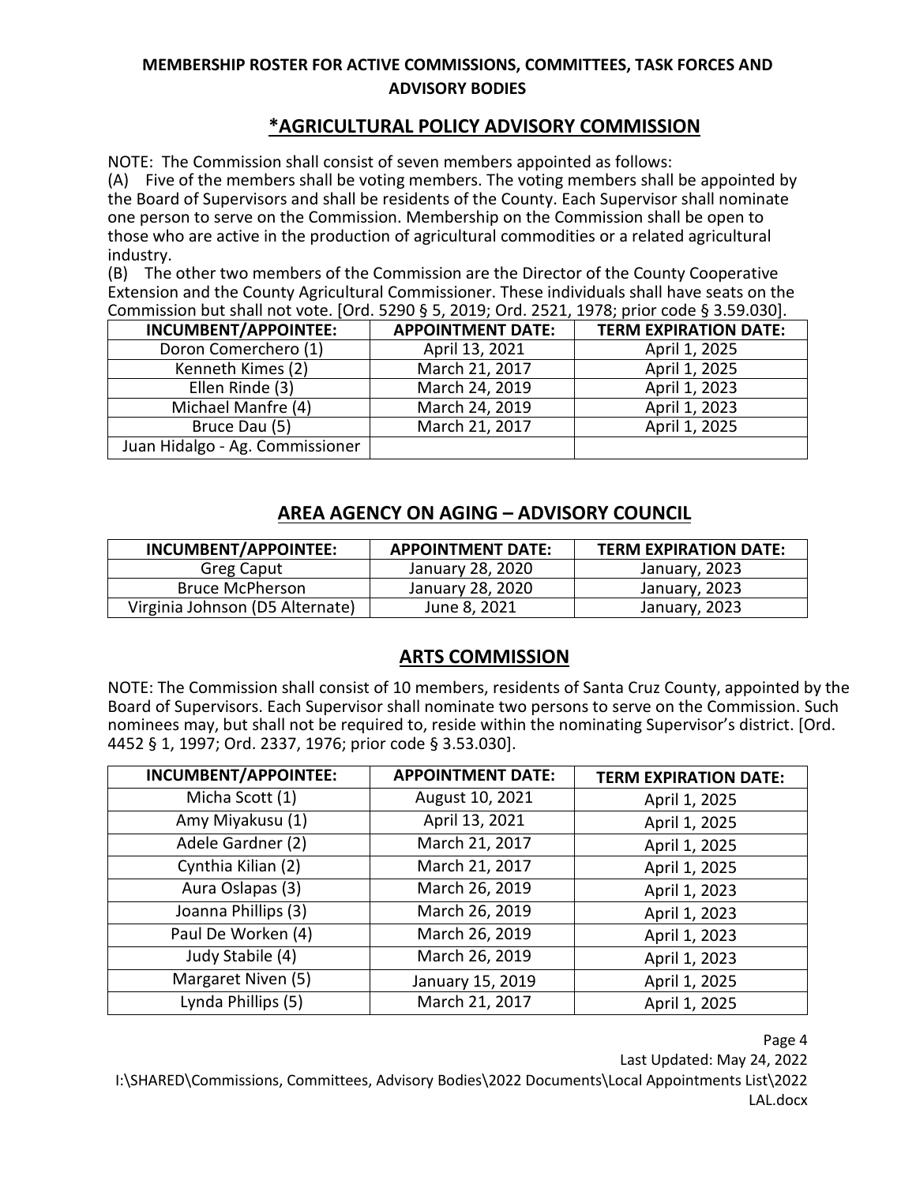**MEMBERSHIP ROSTER FOR ACTIVE COMMISSIONS, COMMITTEES, TASK FORCES AND ADVISORY BODIES**

## *AGRICULTURAL POLICY ADVISORY COMMISSION

NOTE: The Commission shall consist of seven members appointed as follows:

(A) Five of the members shall be voting members. The voting members shall be appointed by the Board of Supervisors and shall be residents of the County. Each Supervisor shall nominate one person to serve on the Commission. Membership on the Commission shall be open to those who are active in the production of agricultural commodities or a related agricultural industry.

(B) The other two members of the Commission are the Director of the County Cooperative Extension and the County Agricultural Commissioner. These individuals shall have seats on the Commission but shall not vote. [Ord. 5290 § 5, 2019; Ord. 2521, 1978; prior code § 3.59.030].

| INCUMBENT/APPOINTEE: | APPOINTMENT DATE: | TERM EXPIRATION DATE: |
|---|---|---|
| Doron Comerchero (1) | April 13, 2021 | April 1, 2025 |
| Kenneth Kimes (2) | March 21, 2017 | April 1, 2025 |
| Ellen Rinde (3) | March 24, 2019 | April 1, 2023 |
| Michael Manfre (4) | March 24, 2019 | April 1, 2023 |
| Bruce Dau (5) | March 21, 2017 | April 1, 2025 |
| Juan Hidalgo - Ag. Commissioner | | |

## AREA AGENCY ON AGING – ADVISORY COUNCIL

| INCUMBENT/APPOINTEE: | APPOINTMENT DATE: | TERM EXPIRATION DATE: |
|---|---|---|
| Greg Caput | January 28, 2020 | January, 2023 |
| Bruce McPherson | January 28, 2020 | January, 2023 |
| Virginia Johnson (D5 Alternate) | June 8, 2021 | January, 2023 |

## ARTS COMMISSION

NOTE: The Commission shall consist of 10 members, residents of Santa Cruz County, appointed by the Board of Supervisors. Each Supervisor shall nominate two persons to serve on the Commission. Such nominees may, but shall not be required to, reside within the nominating Supervisor's district. [Ord. 4452 § 1, 1997; Ord. 2337, 1976; prior code § 3.53.030].

| INCUMBENT/APPOINTEE: | APPOINTMENT DATE: | TERM EXPIRATION DATE: |
|---|---|---|
| Micha Scott (1) | August 10, 2021 | April 1, 2025 |
| Amy Miyakusu (1) | April 13, 2021 | April 1, 2025 |
| Adele Gardner (2) | March 21, 2017 | April 1, 2025 |
| Cynthia Kilian (2) | March 21, 2017 | April 1, 2025 |
| Aura Oslapas (3) | March 26, 2019 | April 1, 2023 |
| Joanna Phillips (3) | March 26, 2019 | April 1, 2023 |
| Paul De Worken (4) | March 26, 2019 | April 1, 2023 |
| Judy Stabile (4) | March 26, 2019 | April 1, 2023 |
| Margaret Niven (5) | January 15, 2019 | April 1, 2025 |
| Lynda Phillips (5) | March 21, 2017 | April 1, 2025 |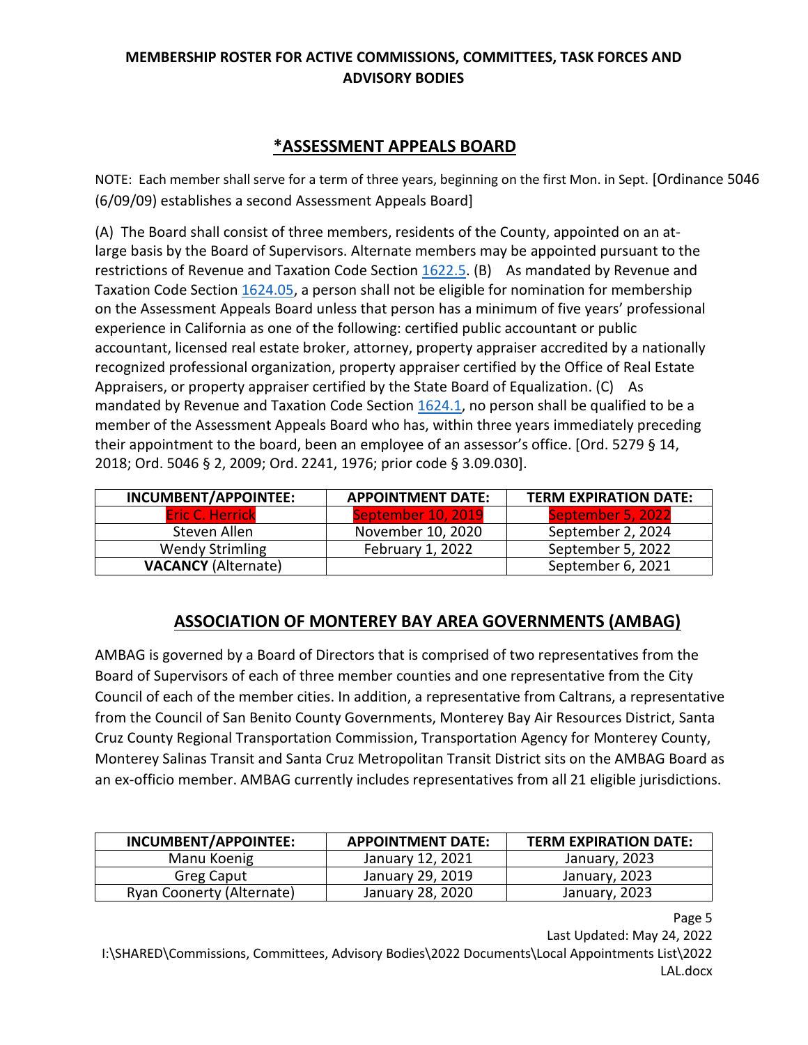# MEMBERSHIP ROSTER FOR ACTIVE COMMISSIONS, COMMITTEES, TASK FORCES AND ADVISORY BODIES

## *ASSESSMENT APPEALS BOARD

NOTE: Each member shall serve for a term of three years, beginning on the first Mon. in Sept. [Ordinance 5046 (6/09/09) establishes a second Assessment Appeals Board]

(A) The Board shall consist of three members, residents of the County, appointed on an at-large basis by the Board of Supervisors. Alternate members may be appointed pursuant to the restrictions of Revenue and Taxation Code Section 1622.5. (B) As mandated by Revenue and Taxation Code Section 1624.05, a person shall not be eligible for nomination for membership on the Assessment Appeals Board unless that person has a minimum of five years' professional experience in California as one of the following: certified public accountant or public accountant, licensed real estate broker, attorney, property appraiser accredited by a nationally recognized professional organization, property appraiser certified by the Office of Real Estate Appraisers, or property appraiser certified by the State Board of Equalization. (C) As mandated by Revenue and Taxation Code Section 1624.1, no person shall be qualified to be a member of the Assessment Appeals Board who has, within three years immediately preceding their appointment to the board, been an employee of an assessor's office. [Ord. 5279 § 14, 2018; Ord. 5046 § 2, 2009; Ord. 2241, 1976; prior code § 3.09.030].

| INCUMBENT/APPOINTEE: | APPOINTMENT DATE: | TERM EXPIRATION DATE: |
|---|---|---|
| Eric C. Herrick | September 10, 2019 | September 5, 2022 |
| Steven Allen | November 10, 2020 | September 2, 2024 |
| Wendy Strimling | February 1, 2022 | September 5, 2022 |
| **VACANCY** (Alternate) | | September 6, 2021 |

## ASSOCIATION OF MONTEREY BAY AREA GOVERNMENTS (AMBAG)

AMBAG is governed by a Board of Directors that is comprised of two representatives from the Board of Supervisors of each of three member counties and one representative from the City Council of each of the member cities. In addition, a representative from Caltrans, a representative from the Council of San Benito County Governments, Monterey Bay Air Resources District, Santa Cruz County Regional Transportation Commission, Transportation Agency for Monterey County, Monterey Salinas Transit and Santa Cruz Metropolitan Transit District sits on the AMBAG Board as an ex-officio member. AMBAG currently includes representatives from all 21 eligible jurisdictions.

| INCUMBENT/APPOINTEE: | APPOINTMENT DATE: | TERM EXPIRATION DATE: |
|---|---|---|
| Manu Koenig | January 12, 2021 | January, 2023 |
| Greg Caput | January 29, 2019 | January, 2023 |
| Ryan Coonerty (Alternate) | January 28, 2020 | January, 2023 |

Last Updated: May 24, 2022

I:\SHARED\Commissions, Committees, Advisory Bodies\2022 Documents\Local Appointments List\2022 LAL.docx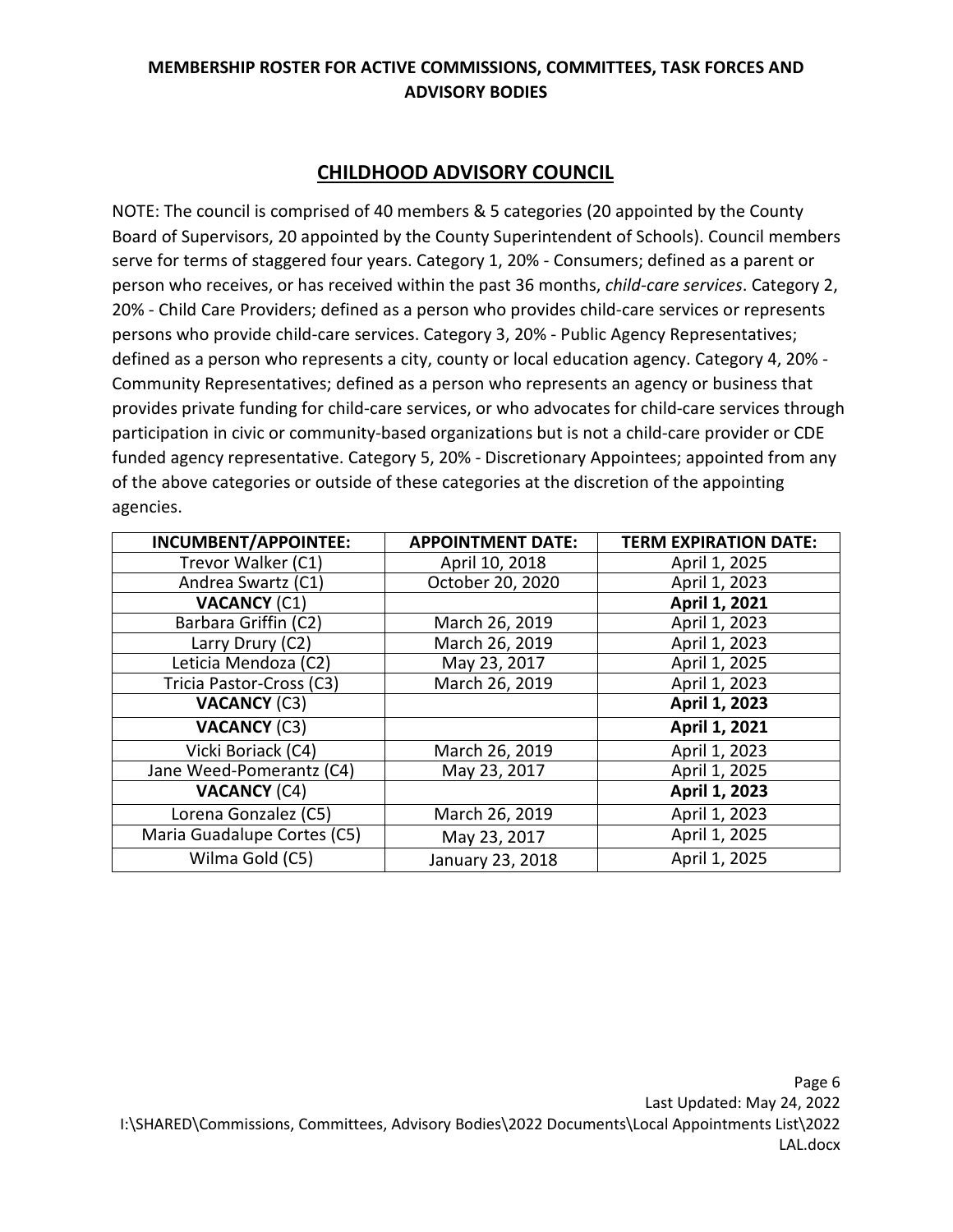**MEMBERSHIP ROSTER FOR ACTIVE COMMISSIONS, COMMITTEES, TASK FORCES AND ADVISORY BODIES**

## CHILDHOOD ADVISORY COUNCIL

NOTE: The council is comprised of 40 members & 5 categories (20 appointed by the County Board of Supervisors, 20 appointed by the County Superintendent of Schools). Council members serve for terms of staggered four years. Category 1, 20% - Consumers; defined as a parent or person who receives, or has received within the past 36 months, *child-care services*. Category 2, 20% - Child Care Providers; defined as a person who provides child-care services or represents persons who provide child-care services. Category 3, 20% - Public Agency Representatives; defined as a person who represents a city, county or local education agency. Category 4, 20% - Community Representatives; defined as a person who represents an agency or business that provides private funding for child-care services, or who advocates for child-care services through participation in civic or community-based organizations but is not a child-care provider or CDE funded agency representative. Category 5, 20% - Discretionary Appointees; appointed from any of the above categories or outside of these categories at the discretion of the appointing agencies.

| INCUMBENT/APPOINTEE: | APPOINTMENT DATE: | TERM EXPIRATION DATE: |
|---|---|---|
| Trevor Walker (C1) | April 10, 2018 | April 1, 2025 |
| Andrea Swartz (C1) | October 20, 2020 | April 1, 2023 |
| **VACANCY** (C1) | | **April 1, 2021** |
| Barbara Griffin (C2) | March 26, 2019 | April 1, 2023 |
| Larry Drury (C2) | March 26, 2019 | April 1, 2023 |
| Leticia Mendoza (C2) | May 23, 2017 | April 1, 2025 |
| Tricia Pastor-Cross (C3) | March 26, 2019 | April 1, 2023 |
| **VACANCY** (C3) | | **April 1, 2023** |
| **VACANCY** (C3) | | **April 1, 2021** |
| Vicki Boriack (C4) | March 26, 2019 | April 1, 2023 |
| Jane Weed-Pomerantz (C4) | May 23, 2017 | April 1, 2025 |
| **VACANCY** (C4) | | **April 1, 2023** |
| Lorena Gonzalez (C5) | March 26, 2019 | April 1, 2023 |
| Maria Guadalupe Cortes (C5) | May 23, 2017 | April 1, 2025 |
| Wilma Gold (C5) | January 23, 2018 | April 1, 2025 |

Last Updated: May 24, 2022
I:\SHARED\Commissions, Committees, Advisory Bodies\2022 Documents\Local Appointments List\2022 LAL.docx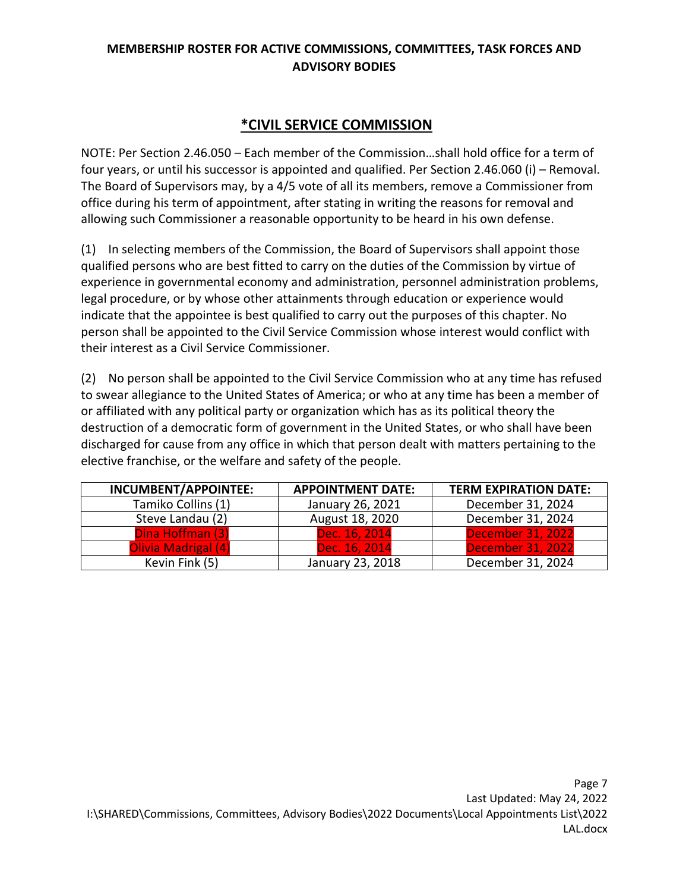## *CIVIL SERVICE COMMISSION

NOTE: Per Section 2.46.050 – Each member of the Commission…shall hold office for a term of four years, or until his successor is appointed and qualified. Per Section 2.46.060 (i) – Removal. The Board of Supervisors may, by a 4/5 vote of all its members, remove a Commissioner from office during his term of appointment, after stating in writing the reasons for removal and allowing such Commissioner a reasonable opportunity to be heard in his own defense.

(1) In selecting members of the Commission, the Board of Supervisors shall appoint those qualified persons who are best fitted to carry on the duties of the Commission by virtue of experience in governmental economy and administration, personnel administration problems, legal procedure, or by whose other attainments through education or experience would indicate that the appointee is best qualified to carry out the purposes of this chapter. No person shall be appointed to the Civil Service Commission whose interest would conflict with their interest as a Civil Service Commissioner.

(2) No person shall be appointed to the Civil Service Commission who at any time has refused to swear allegiance to the United States of America; or who at any time has been a member of or affiliated with any political party or organization which has as its political theory the destruction of a democratic form of government in the United States, or who shall have been discharged for cause from any office in which that person dealt with matters pertaining to the elective franchise, or the welfare and safety of the people.

| INCUMBENT/APPOINTEE: | APPOINTMENT DATE: | TERM EXPIRATION DATE: |
| --- | --- | --- |
| Tamiko Collins (1) | January 26, 2021 | December 31, 2024 |
| Steve Landau (2) | August 18, 2020 | December 31, 2024 |
| Dina Hoffman (3) | Dec. 16, 2014 | December 31, 2022 |
| Olivia Madrigal (4) | Dec. 16, 2014 | December 31, 2022 |
| Kevin Fink (5) | January 23, 2018 | December 31, 2024 |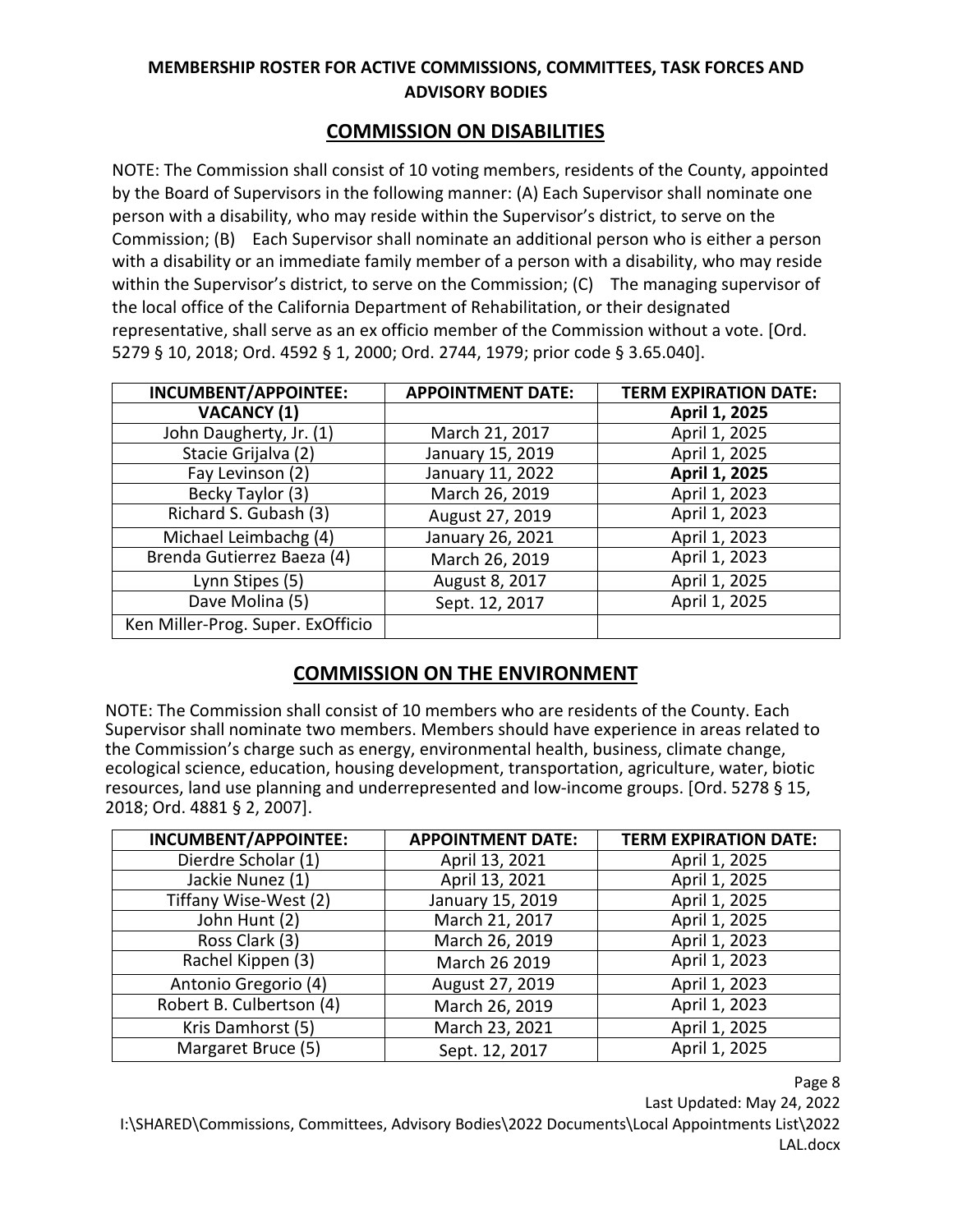**MEMBERSHIP ROSTER FOR ACTIVE COMMISSIONS, COMMITTEES, TASK FORCES AND ADVISORY BODIES**

## COMMISSION ON DISABILITIES

NOTE: The Commission shall consist of 10 voting members, residents of the County, appointed by the Board of Supervisors in the following manner: (A) Each Supervisor shall nominate one person with a disability, who may reside within the Supervisor's district, to serve on the Commission; (B) Each Supervisor shall nominate an additional person who is either a person with a disability or an immediate family member of a person with a disability, who may reside within the Supervisor's district, to serve on the Commission; (C) The managing supervisor of the local office of the California Department of Rehabilitation, or their designated representative, shall serve as an ex officio member of the Commission without a vote. [Ord. 5279 § 10, 2018; Ord. 4592 § 1, 2000; Ord. 2744, 1979; prior code § 3.65.040].

| INCUMBENT/APPOINTEE: | APPOINTMENT DATE: | TERM EXPIRATION DATE: |
|---|---|---|
| **VACANCY (1)** | | **April 1, 2025** |
| John Daugherty, Jr. (1) | March 21, 2017 | April 1, 2025 |
| Stacie Grijalva (2) | January 15, 2019 | April 1, 2025 |
| Fay Levinson (2) | January 11, 2022 | **April 1, 2025** |
| Becky Taylor (3) | March 26, 2019 | April 1, 2023 |
| Richard S. Gubash (3) | August 27, 2019 | April 1, 2023 |
| Michael Leimbachg (4) | January 26, 2021 | April 1, 2023 |
| Brenda Gutierrez Baeza (4) | March 26, 2019 | April 1, 2023 |
| Lynn Stipes (5) | August 8, 2017 | April 1, 2025 |
| Dave Molina (5) | Sept. 12, 2017 | April 1, 2025 |
| Ken Miller-Prog. Super. ExOfficio | | |

## COMMISSION ON THE ENVIRONMENT

NOTE: The Commission shall consist of 10 members who are residents of the County. Each Supervisor shall nominate two members. Members should have experience in areas related to the Commission's charge such as energy, environmental health, business, climate change, ecological science, education, housing development, transportation, agriculture, water, biotic resources, land use planning and underrepresented and low-income groups. [Ord. 5278 § 15, 2018; Ord. 4881 § 2, 2007].

| INCUMBENT/APPOINTEE: | APPOINTMENT DATE: | TERM EXPIRATION DATE: |
|---|---|---|
| Dierdre Scholar (1) | April 13, 2021 | April 1, 2025 |
| Jackie Nunez (1) | April 13, 2021 | April 1, 2025 |
| Tiffany Wise-West (2) | January 15, 2019 | April 1, 2025 |
| John Hunt (2) | March 21, 2017 | April 1, 2025 |
| Ross Clark (3) | March 26, 2019 | April 1, 2023 |
| Rachel Kippen (3) | March 26 2019 | April 1, 2023 |
| Antonio Gregorio (4) | August 27, 2019 | April 1, 2023 |
| Robert B. Culbertson (4) | March 26, 2019 | April 1, 2023 |
| Kris Damhorst (5) | March 23, 2021 | April 1, 2025 |
| Margaret Bruce (5) | Sept. 12, 2017 | April 1, 2025 |

Last Updated: May 24, 2022

I:\SHARED\Commissions, Committees, Advisory Bodies\2022 Documents\Local Appointments List\2022 LAL.docx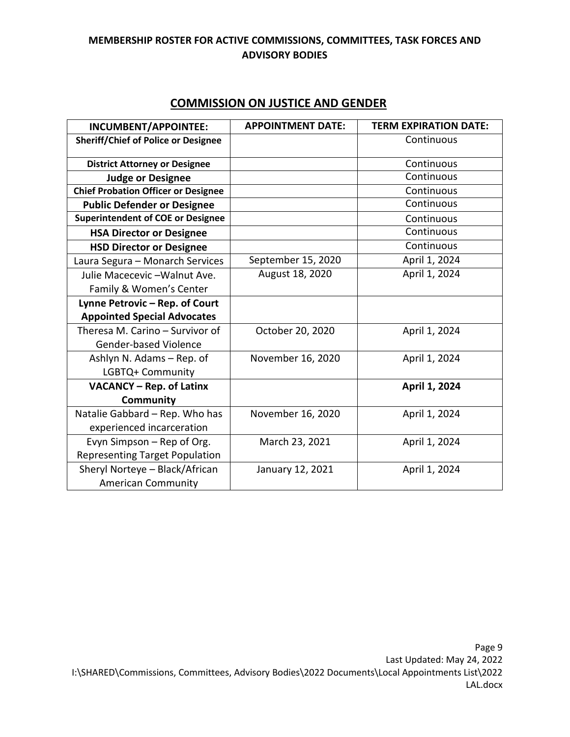## COMMISSION ON JUSTICE AND GENDER

| INCUMBENT/APPOINTEE: | APPOINTMENT DATE: | TERM EXPIRATION DATE: |
|---|---|---|
| **Sheriff/Chief of Police or Designee** | | Continuous |
| **District Attorney or Designee** | | Continuous |
| **Judge or Designee** | | Continuous |
| **Chief Probation Officer or Designee** | | Continuous |
| **Public Defender or Designee** | | Continuous |
| **Superintendent of COE or Designee** | | Continuous |
| **HSA Director or Designee** | | Continuous |
| **HSD Director or Designee** | | Continuous |
| Laura Segura – Monarch Services | September 15, 2020 | April 1, 2024 |
| Julie Macecevic –Walnut Ave. Family & Women's Center | August 18, 2020 | April 1, 2024 |
| **Lynne Petrovic – Rep. of Court Appointed Special Advocates** | | |
| Theresa M. Carino – Survivor of Gender-based Violence | October 20, 2020 | April 1, 2024 |
| Ashlyn N. Adams – Rep. of LGBTQ+ Community | November 16, 2020 | April 1, 2024 |
| **VACANCY – Rep. of Latinx Community** | | **April 1, 2024** |
| Natalie Gabbard – Rep. Who has experienced incarceration | November 16, 2020 | April 1, 2024 |
| Evyn Simpson – Rep of Org. Representing Target Population | March 23, 2021 | April 1, 2024 |
| Sheryl Norteye – Black/African American Community | January 12, 2021 | April 1, 2024 |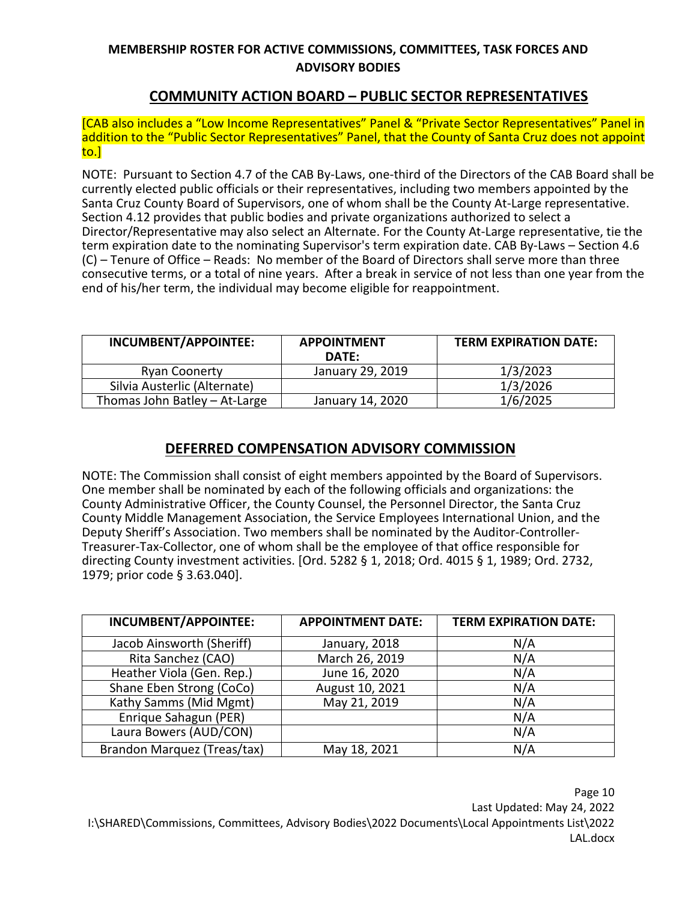**MEMBERSHIP ROSTER FOR ACTIVE COMMISSIONS, COMMITTEES, TASK FORCES AND ADVISORY BODIES**

## COMMUNITY ACTION BOARD – PUBLIC SECTOR REPRESENTATIVES

[CAB also includes a "Low Income Representatives" Panel & "Private Sector Representatives" Panel in addition to the "Public Sector Representatives" Panel, that the County of Santa Cruz does not appoint to.]

NOTE: Pursuant to Section 4.7 of the CAB By-Laws, one-third of the Directors of the CAB Board shall be currently elected public officials or their representatives, including two members appointed by the Santa Cruz County Board of Supervisors, one of whom shall be the County At-Large representative. Section 4.12 provides that public bodies and private organizations authorized to select a Director/Representative may also select an Alternate. For the County At-Large representative, tie the term expiration date to the nominating Supervisor's term expiration date. CAB By-Laws – Section 4.6 (C) – Tenure of Office – Reads: No member of the Board of Directors shall serve more than three consecutive terms, or a total of nine years. After a break in service of not less than one year from the end of his/her term, the individual may become eligible for reappointment.

| INCUMBENT/APPOINTEE: | APPOINTMENT DATE: | TERM EXPIRATION DATE: |
|---|---|---|
| Ryan Coonerty | January 29, 2019 | 1/3/2023 |
| Silvia Austerlic (Alternate) | | 1/3/2026 |
| Thomas John Batley – At-Large | January 14, 2020 | 1/6/2025 |

## DEFERRED COMPENSATION ADVISORY COMMISSION

NOTE: The Commission shall consist of eight members appointed by the Board of Supervisors. One member shall be nominated by each of the following officials and organizations: the County Administrative Officer, the County Counsel, the Personnel Director, the Santa Cruz County Middle Management Association, the Service Employees International Union, and the Deputy Sheriff's Association. Two members shall be nominated by the Auditor-Controller-Treasurer-Tax-Collector, one of whom shall be the employee of that office responsible for directing County investment activities. [Ord. 5282 § 1, 2018; Ord. 4015 § 1, 1989; Ord. 2732, 1979; prior code § 3.63.040].

| INCUMBENT/APPOINTEE: | APPOINTMENT DATE: | TERM EXPIRATION DATE: |
|---|---|---|
| Jacob Ainsworth (Sheriff) | January, 2018 | N/A |
| Rita Sanchez (CAO) | March 26, 2019 | N/A |
| Heather Viola (Gen. Rep.) | June 16, 2020 | N/A |
| Shane Eben Strong (CoCo) | August 10, 2021 | N/A |
| Kathy Samms (Mid Mgmt) | May 21, 2019 | N/A |
| Enrique Sahagun (PER) | | N/A |
| Laura Bowers (AUD/CON) | | N/A |
| Brandon Marquez (Treas/tax) | May 18, 2021 | N/A |

Last Updated: May 24, 2022
I:\SHARED\Commissions, Committees, Advisory Bodies\2022 Documents\Local Appointments List\2022 LAL.docx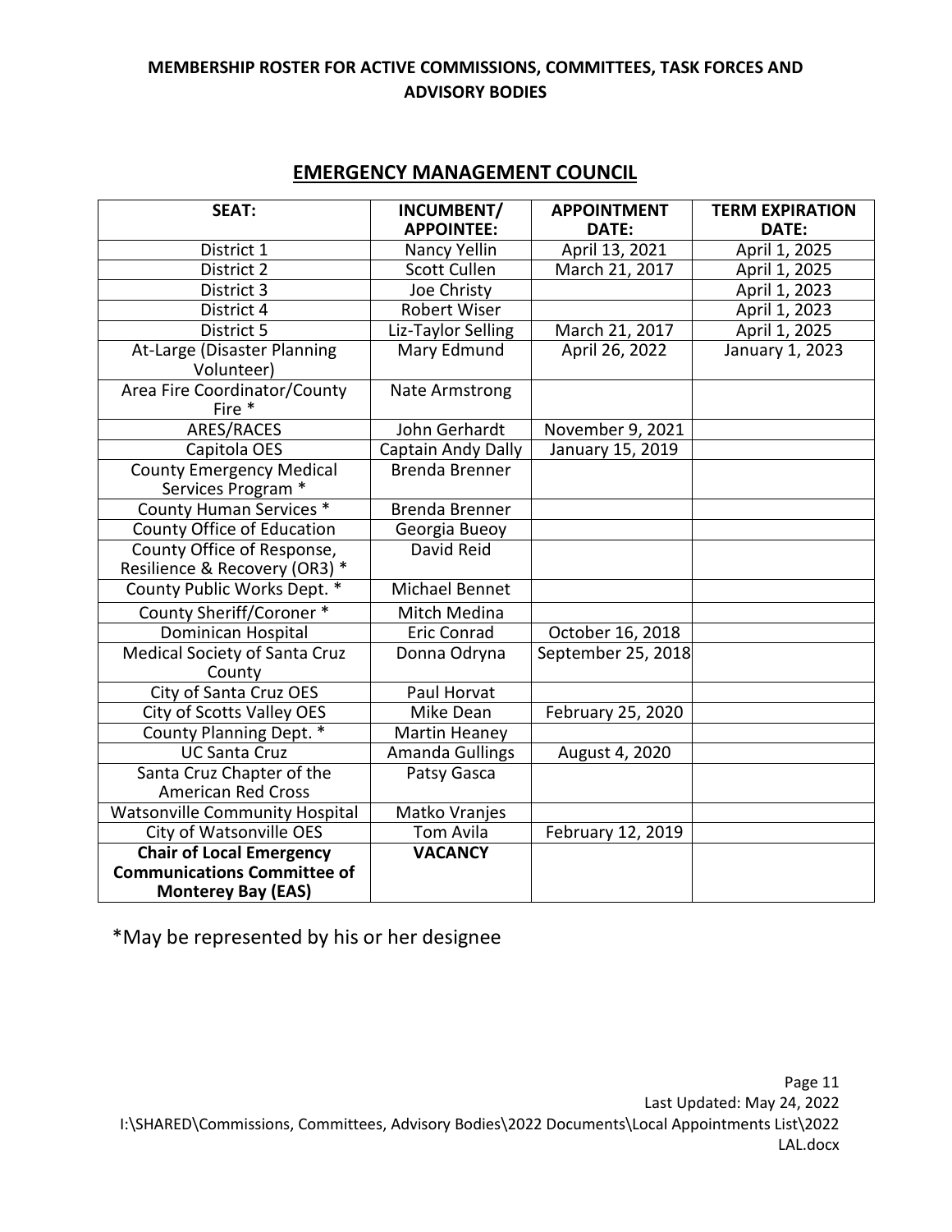**MEMBERSHIP ROSTER FOR ACTIVE COMMISSIONS, COMMITTEES, TASK FORCES AND ADVISORY BODIES**

## EMERGENCY MANAGEMENT COUNCIL

| SEAT: | INCUMBENT/ APPOINTEE: | APPOINTMENT DATE: | TERM EXPIRATION DATE: |
|---|---|---|---|
| District 1 | Nancy Yellin | April 13, 2021 | April 1, 2025 |
| District 2 | Scott Cullen | March 21, 2017 | April 1, 2025 |
| District 3 | Joe Christy | | April 1, 2023 |
| District 4 | Robert Wiser | | April 1, 2023 |
| District 5 | Liz-Taylor Selling | March 21, 2017 | April 1, 2025 |
| At-Large (Disaster Planning Volunteer) | Mary Edmund | April 26, 2022 | January 1, 2023 |
| Area Fire Coordinator/County Fire * | Nate Armstrong | | |
| ARES/RACES | John Gerhardt | November 9, 2021 | |
| Capitola OES | Captain Andy Dally | January 15, 2019 | |
| County Emergency Medical Services Program * | Brenda Brenner | | |
| County Human Services * | Brenda Brenner | | |
| County Office of Education | Georgia Bueoy | | |
| County Office of Response, Resilience & Recovery (OR3) * | David Reid | | |
| County Public Works Dept. * | Michael Bennet | | |
| County Sheriff/Coroner * | Mitch Medina | | |
| Dominican Hospital | Eric Conrad | October 16, 2018 | |
| Medical Society of Santa Cruz County | Donna Odryna | September 25, 2018 | |
| City of Santa Cruz OES | Paul Horvat | | |
| City of Scotts Valley OES | Mike Dean | February 25, 2020 | |
| County Planning Dept. * | Martin Heaney | | |
| UC Santa Cruz | Amanda Gullings | August 4, 2020 | |
| Santa Cruz Chapter of the American Red Cross | Patsy Gasca | | |
| Watsonville Community Hospital | Matko Vranjes | | |
| City of Watsonville OES | Tom Avila | February 12, 2019 | |
| **Chair of Local Emergency Communications Committee of Monterey Bay (EAS)** | **VACANCY** | | |

*May be represented by his or her designee

Last Updated: May 24, 2022
I:\SHARED\Commissions, Committees, Advisory Bodies\2022 Documents\Local Appointments List\2022 LAL.docx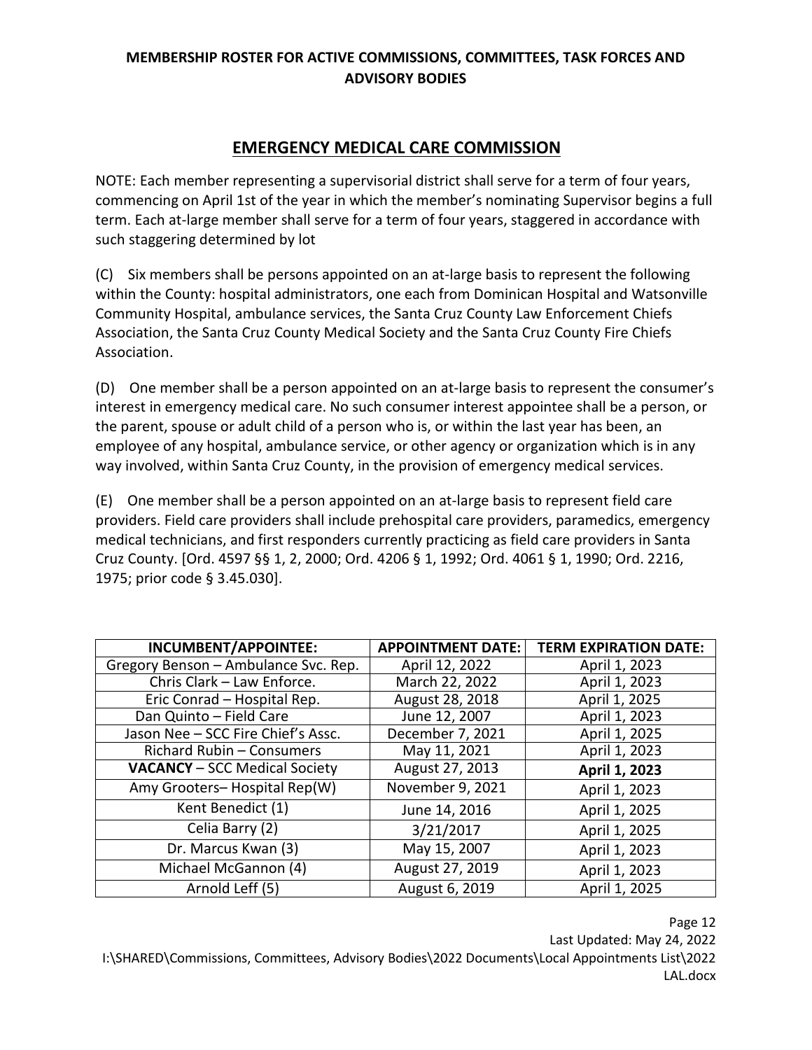## EMERGENCY MEDICAL CARE COMMISSION

NOTE: Each member representing a supervisorial district shall serve for a term of four years, commencing on April 1st of the year in which the member's nominating Supervisor begins a full term. Each at-large member shall serve for a term of four years, staggered in accordance with such staggering determined by lot

(C) Six members shall be persons appointed on an at-large basis to represent the following within the County: hospital administrators, one each from Dominican Hospital and Watsonville Community Hospital, ambulance services, the Santa Cruz County Law Enforcement Chiefs Association, the Santa Cruz County Medical Society and the Santa Cruz County Fire Chiefs Association.

(D) One member shall be a person appointed on an at-large basis to represent the consumer's interest in emergency medical care. No such consumer interest appointee shall be a person, or the parent, spouse or adult child of a person who is, or within the last year has been, an employee of any hospital, ambulance service, or other agency or organization which is in any way involved, within Santa Cruz County, in the provision of emergency medical services.

(E) One member shall be a person appointed on an at-large basis to represent field care providers. Field care providers shall include prehospital care providers, paramedics, emergency medical technicians, and first responders currently practicing as field care providers in Santa Cruz County. [Ord. 4597 §§ 1, 2, 2000; Ord. 4206 § 1, 1992; Ord. 4061 § 1, 1990; Ord. 2216, 1975; prior code § 3.45.030].

| INCUMBENT/APPOINTEE: | APPOINTMENT DATE: | TERM EXPIRATION DATE: |
|---|---|---|
| Gregory Benson – Ambulance Svc. Rep. | April 12, 2022 | April 1, 2023 |
| Chris Clark – Law Enforce. | March 22, 2022 | April 1, 2023 |
| Eric Conrad – Hospital Rep. | August 28, 2018 | April 1, 2025 |
| Dan Quinto – Field Care | June 12, 2007 | April 1, 2023 |
| Jason Nee – SCC Fire Chief's Assc. | December 7, 2021 | April 1, 2025 |
| Richard Rubin – Consumers | May 11, 2021 | April 1, 2023 |
| **VACANCY** – SCC Medical Society | August 27, 2013 | **April 1, 2023** |
| Amy Grooters– Hospital Rep(W) | November 9, 2021 | April 1, 2023 |
| Kent Benedict (1) | June 14, 2016 | April 1, 2025 |
| Celia Barry (2) | 3/21/2017 | April 1, 2025 |
| Dr. Marcus Kwan (3) | May 15, 2007 | April 1, 2023 |
| Michael McGannon (4) | August 27, 2019 | April 1, 2023 |
| Arnold Leff (5) | August 6, 2019 | April 1, 2025 |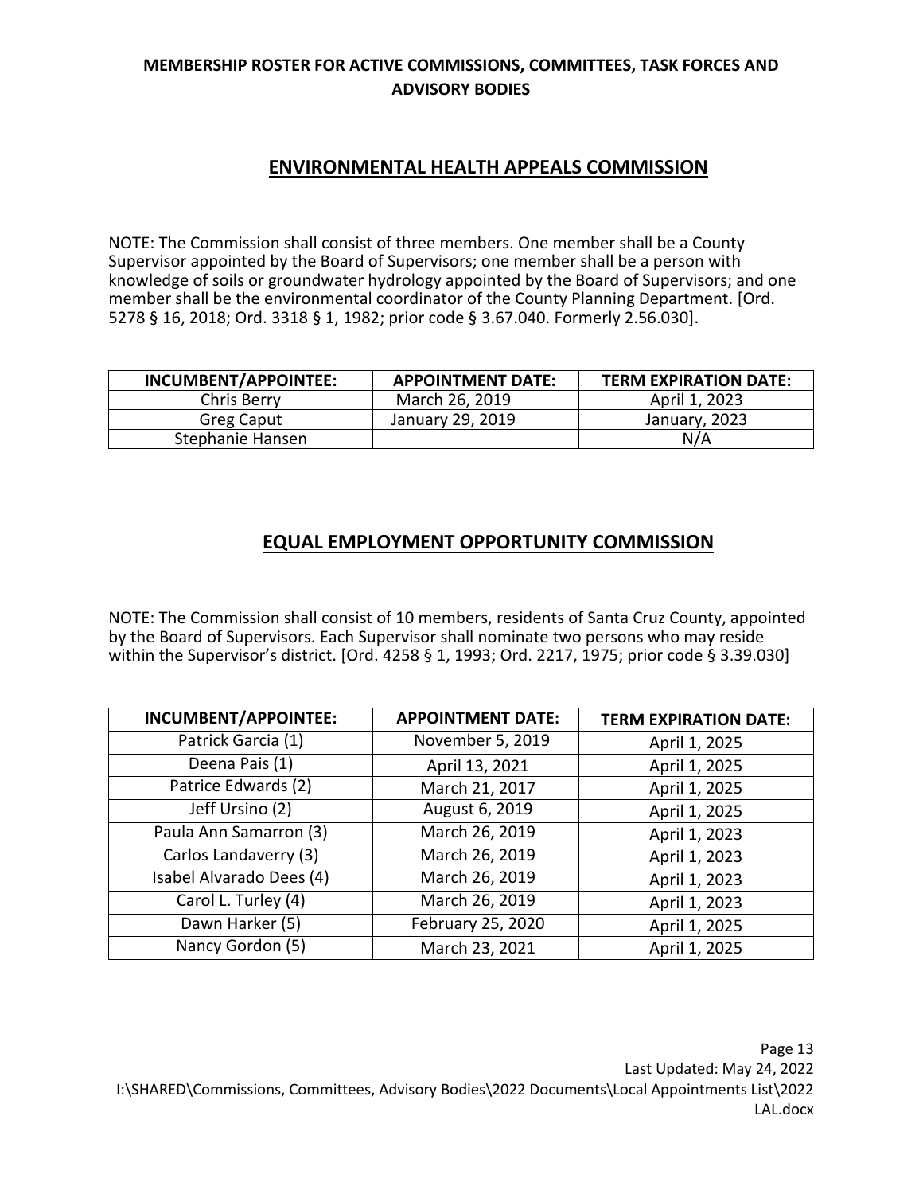# MEMBERSHIP ROSTER FOR ACTIVE COMMISSIONS, COMMITTEES, TASK FORCES AND ADVISORY BODIES

## ENVIRONMENTAL HEALTH APPEALS COMMISSION

NOTE: The Commission shall consist of three members. One member shall be a County Supervisor appointed by the Board of Supervisors; one member shall be a person with knowledge of soils or groundwater hydrology appointed by the Board of Supervisors; and one member shall be the environmental coordinator of the County Planning Department. [Ord. 5278 § 16, 2018; Ord. 3318 § 1, 1982; prior code § 3.67.040. Formerly 2.56.030].

| INCUMBENT/APPOINTEE: | APPOINTMENT DATE: | TERM EXPIRATION DATE: |
|---|---|---|
| Chris Berry | March 26, 2019 | April 1, 2023 |
| Greg Caput | January 29, 2019 | January, 2023 |
| Stephanie Hansen | | N/A |

## EQUAL EMPLOYMENT OPPORTUNITY COMMISSION

NOTE: The Commission shall consist of 10 members, residents of Santa Cruz County, appointed by the Board of Supervisors. Each Supervisor shall nominate two persons who may reside within the Supervisor's district. [Ord. 4258 § 1, 1993; Ord. 2217, 1975; prior code § 3.39.030]

| INCUMBENT/APPOINTEE: | APPOINTMENT DATE: | TERM EXPIRATION DATE: |
|---|---|---|
| Patrick Garcia (1) | November 5, 2019 | April 1, 2025 |
| Deena Pais (1) | April 13, 2021 | April 1, 2025 |
| Patrice Edwards (2) | March 21, 2017 | April 1, 2025 |
| Jeff Ursino (2) | August 6, 2019 | April 1, 2025 |
| Paula Ann Samarron (3) | March 26, 2019 | April 1, 2023 |
| Carlos Landaverry (3) | March 26, 2019 | April 1, 2023 |
| Isabel Alvarado Dees (4) | March 26, 2019 | April 1, 2023 |
| Carol L. Turley (4) | March 26, 2019 | April 1, 2023 |
| Dawn Harker (5) | February 25, 2020 | April 1, 2025 |
| Nancy Gordon (5) | March 23, 2021 | April 1, 2025 |

Last Updated: May 24, 2022
I:\SHARED\Commissions, Committees, Advisory Bodies\2022 Documents\Local Appointments List\2022 LAL.docx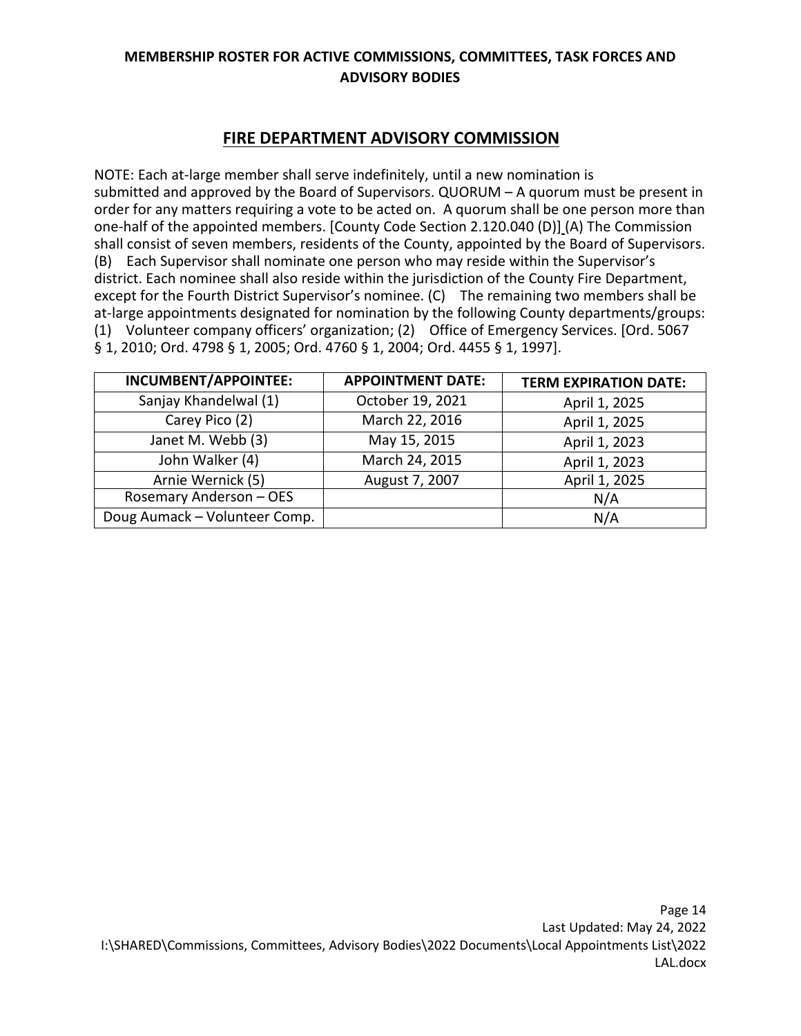**MEMBERSHIP ROSTER FOR ACTIVE COMMISSIONS, COMMITTEES, TASK FORCES AND ADVISORY BODIES**

## FIRE DEPARTMENT ADVISORY COMMISSION

NOTE: Each at-large member shall serve indefinitely, until a new nomination is submitted and approved by the Board of Supervisors. QUORUM – A quorum must be present in order for any matters requiring a vote to be acted on. A quorum shall be one person more than one-half of the appointed members. [County Code Section 2.120.040 (D)] (A) The Commission shall consist of seven members, residents of the County, appointed by the Board of Supervisors. (B) Each Supervisor shall nominate one person who may reside within the Supervisor's district. Each nominee shall also reside within the jurisdiction of the County Fire Department, except for the Fourth District Supervisor's nominee. (C) The remaining two members shall be at-large appointments designated for nomination by the following County departments/groups: (1) Volunteer company officers' organization; (2) Office of Emergency Services. [Ord. 5067 § 1, 2010; Ord. 4798 § 1, 2005; Ord. 4760 § 1, 2004; Ord. 4455 § 1, 1997].

| INCUMBENT/APPOINTEE: | APPOINTMENT DATE: | TERM EXPIRATION DATE: |
|---|---|---|
| Sanjay Khandelwal (1) | October 19, 2021 | April 1, 2025 |
| Carey Pico (2) | March 22, 2016 | April 1, 2025 |
| Janet M. Webb (3) | May 15, 2015 | April 1, 2023 |
| John Walker (4) | March 24, 2015 | April 1, 2023 |
| Arnie Wernick (5) | August 7, 2007 | April 1, 2025 |
| Rosemary Anderson – OES | | N/A |
| Doug Aumack – Volunteer Comp. | | N/A |

Last Updated: May 24, 2022
I:\SHARED\Commissions, Committees, Advisory Bodies\2022 Documents\Local Appointments List\2022 LAL.docx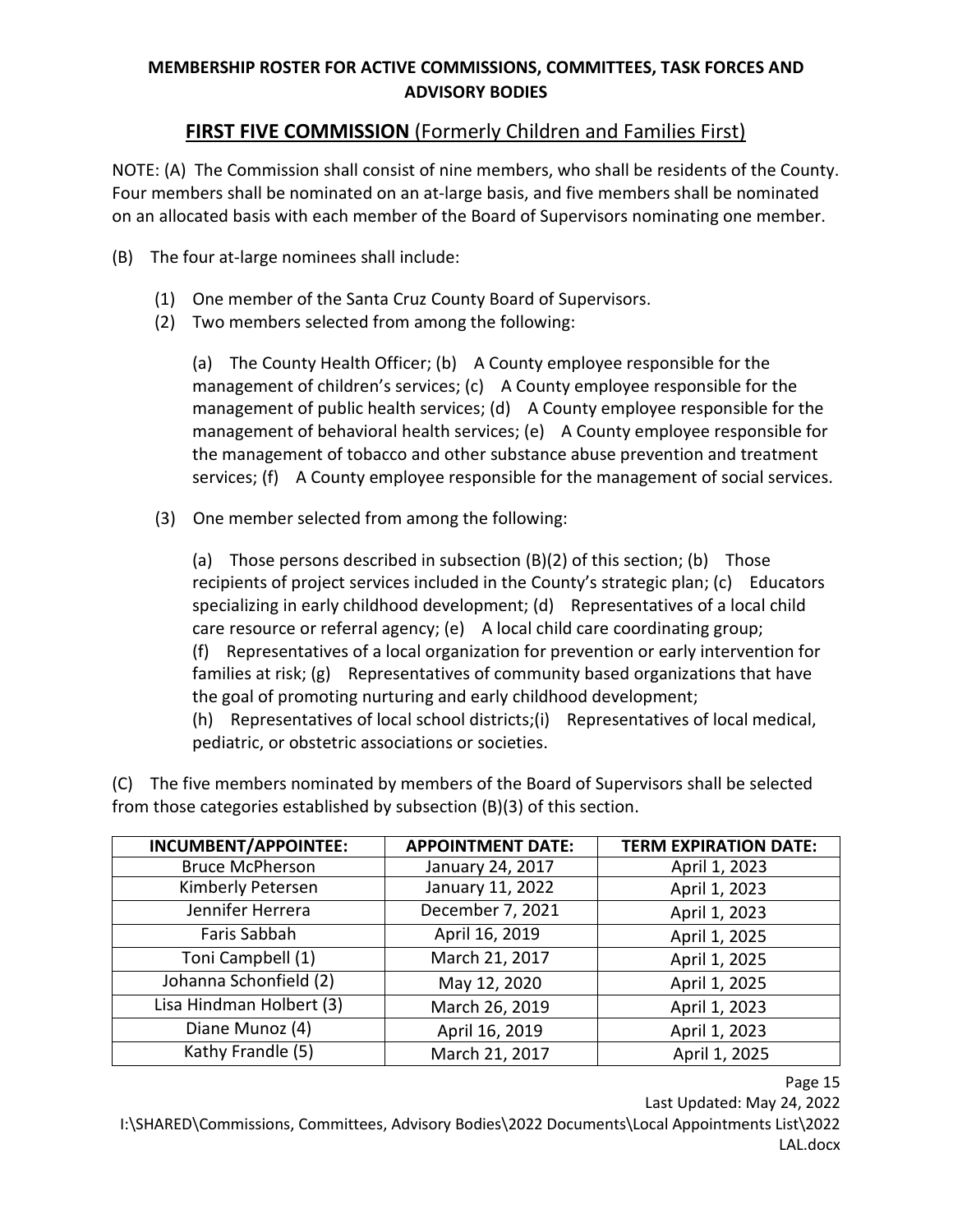# MEMBERSHIP ROSTER FOR ACTIVE COMMISSIONS, COMMITTEES, TASK FORCES AND ADVISORY BODIES

## FIRST FIVE COMMISSION (Formerly Children and Families First)

NOTE: (A) The Commission shall consist of nine members, who shall be residents of the County. Four members shall be nominated on an at-large basis, and five members shall be nominated on an allocated basis with each member of the Board of Supervisors nominating one member.

(B) The four at-large nominees shall include:

(1) One member of the Santa Cruz County Board of Supervisors.

(2) Two members selected from among the following:

(a) The County Health Officer; (b) A County employee responsible for the management of children's services; (c) A County employee responsible for the management of public health services; (d) A County employee responsible for the management of behavioral health services; (e) A County employee responsible for the management of tobacco and other substance abuse prevention and treatment services; (f) A County employee responsible for the management of social services.

(3) One member selected from among the following:

(a) Those persons described in subsection (B)(2) of this section; (b) Those recipients of project services included in the County's strategic plan; (c) Educators specializing in early childhood development; (d) Representatives of a local child care resource or referral agency; (e) A local child care coordinating group; (f) Representatives of a local organization for prevention or early intervention for families at risk; (g) Representatives of community based organizations that have the goal of promoting nurturing and early childhood development; (h) Representatives of local school districts;(i) Representatives of local medical, pediatric, or obstetric associations or societies.

(C) The five members nominated by members of the Board of Supervisors shall be selected from those categories established by subsection (B)(3) of this section.

| INCUMBENT/APPOINTEE: | APPOINTMENT DATE: | TERM EXPIRATION DATE: |
|---|---|---|
| Bruce McPherson | January 24, 2017 | April 1, 2023 |
| Kimberly Petersen | January 11, 2022 | April 1, 2023 |
| Jennifer Herrera | December 7, 2021 | April 1, 2023 |
| Faris Sabbah | April 16, 2019 | April 1, 2025 |
| Toni Campbell (1) | March 21, 2017 | April 1, 2025 |
| Johanna Schonfield (2) | May 12, 2020 | April 1, 2025 |
| Lisa Hindman Holbert (3) | March 26, 2019 | April 1, 2023 |
| Diane Munoz (4) | April 16, 2019 | April 1, 2023 |
| Kathy Frandle (5) | March 21, 2017 | April 1, 2025 |

Last Updated: May 24, 2022

I:\SHARED\Commissions, Committees, Advisory Bodies\2022 Documents\Local Appointments List\2022 LAL.docx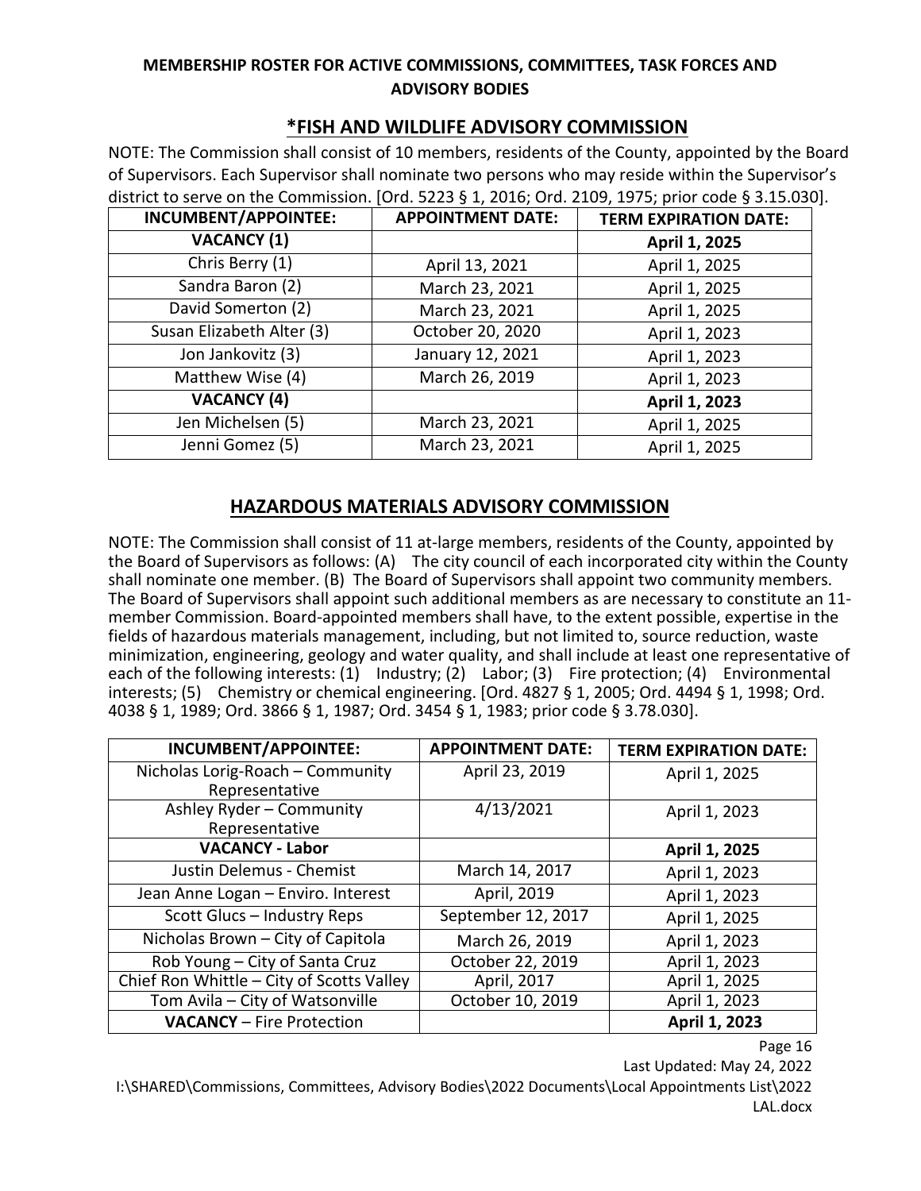**MEMBERSHIP ROSTER FOR ACTIVE COMMISSIONS, COMMITTEES, TASK FORCES AND ADVISORY BODIES**

## *FISH AND WILDLIFE ADVISORY COMMISSION

NOTE: The Commission shall consist of 10 members, residents of the County, appointed by the Board of Supervisors. Each Supervisor shall nominate two persons who may reside within the Supervisor's district to serve on the Commission. [Ord. 5223 § 1, 2016; Ord. 2109, 1975; prior code § 3.15.030].

| INCUMBENT/APPOINTEE: | APPOINTMENT DATE: | TERM EXPIRATION DATE: |
|---|---|---|
| **VACANCY (1)** | | **April 1, 2025** |
| Chris Berry (1) | April 13, 2021 | April 1, 2025 |
| Sandra Baron (2) | March 23, 2021 | April 1, 2025 |
| David Somerton (2) | March 23, 2021 | April 1, 2025 |
| Susan Elizabeth Alter (3) | October 20, 2020 | April 1, 2023 |
| Jon Jankovitz (3) | January 12, 2021 | April 1, 2023 |
| Matthew Wise (4) | March 26, 2019 | April 1, 2023 |
| **VACANCY (4)** | | **April 1, 2023** |
| Jen Michelsen (5) | March 23, 2021 | April 1, 2025 |
| Jenni Gomez (5) | March 23, 2021 | April 1, 2025 |

## HAZARDOUS MATERIALS ADVISORY COMMISSION

NOTE: The Commission shall consist of 11 at-large members, residents of the County, appointed by the Board of Supervisors as follows: (A) The city council of each incorporated city within the County shall nominate one member. (B) The Board of Supervisors shall appoint two community members. The Board of Supervisors shall appoint such additional members as are necessary to constitute an 11-member Commission. Board-appointed members shall have, to the extent possible, expertise in the fields of hazardous materials management, including, but not limited to, source reduction, waste minimization, engineering, geology and water quality, and shall include at least one representative of each of the following interests: (1) Industry; (2) Labor; (3) Fire protection; (4) Environmental interests; (5) Chemistry or chemical engineering. [Ord. 4827 § 1, 2005; Ord. 4494 § 1, 1998; Ord. 4038 § 1, 1989; Ord. 3866 § 1, 1987; Ord. 3454 § 1, 1983; prior code § 3.78.030].

| INCUMBENT/APPOINTEE: | APPOINTMENT DATE: | TERM EXPIRATION DATE: |
|---|---|---|
| Nicholas Lorig-Roach – Community Representative | April 23, 2019 | April 1, 2025 |
| Ashley Ryder – Community Representative | 4/13/2021 | April 1, 2023 |
| **VACANCY - Labor** | | **April 1, 2025** |
| Justin Delemus - Chemist | March 14, 2017 | April 1, 2023 |
| Jean Anne Logan – Enviro. Interest | April, 2019 | April 1, 2023 |
| Scott Glucs – Industry Reps | September 12, 2017 | April 1, 2025 |
| Nicholas Brown – City of Capitola | March 26, 2019 | April 1, 2023 |
| Rob Young – City of Santa Cruz | October 22, 2019 | April 1, 2023 |
| Chief Ron Whittle – City of Scotts Valley | April, 2017 | April 1, 2025 |
| Tom Avila – City of Watsonville | October 10, 2019 | April 1, 2023 |
| **VACANCY** – Fire Protection | | **April 1, 2023** |

Last Updated: May 24, 2022

I:\SHARED\Commissions, Committees, Advisory Bodies\2022 Documents\Local Appointments List\2022 LAL.docx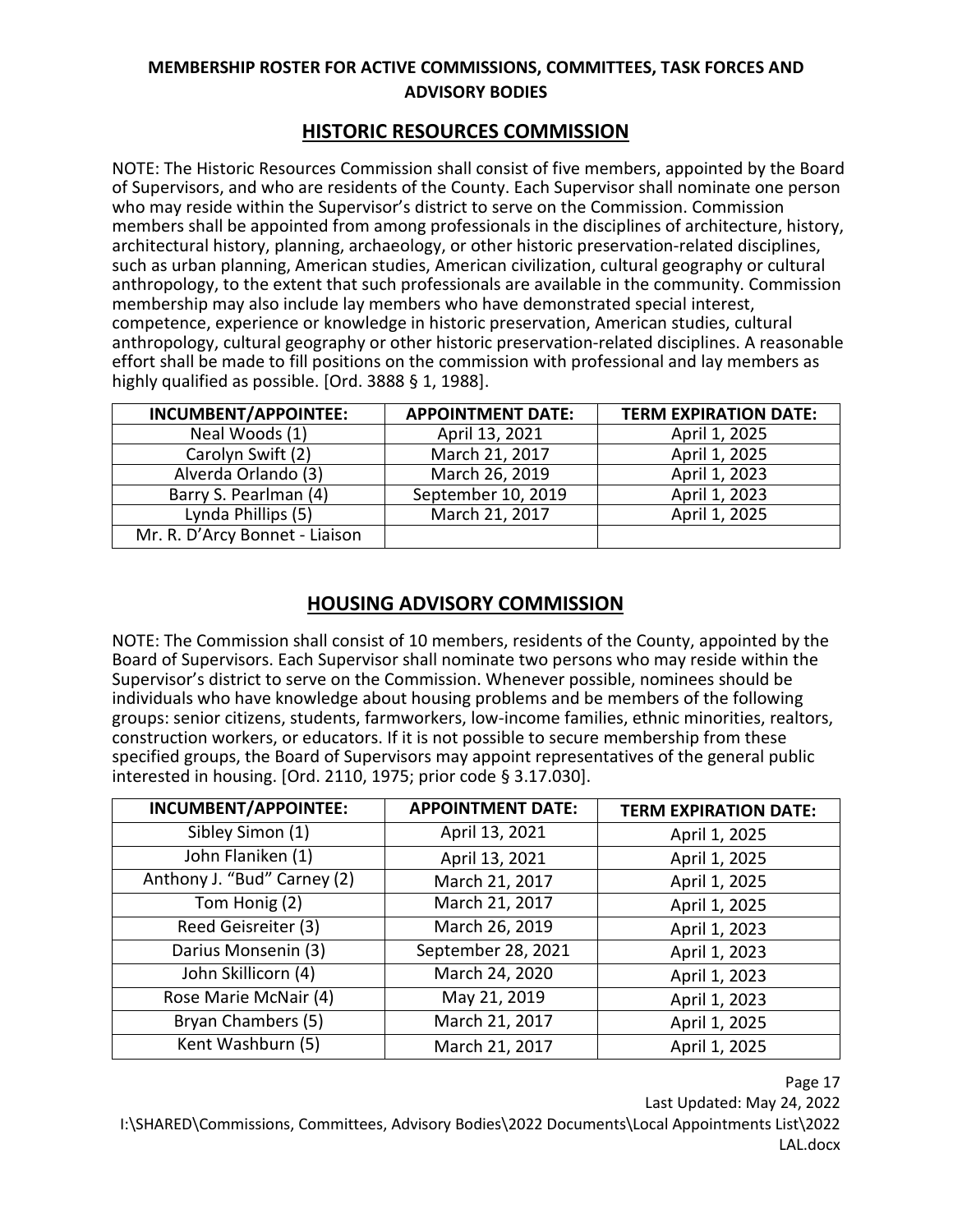## MEMBERSHIP ROSTER FOR ACTIVE COMMISSIONS, COMMITTEES, TASK FORCES AND ADVISORY BODIES

## HISTORIC RESOURCES COMMISSION

NOTE: The Historic Resources Commission shall consist of five members, appointed by the Board of Supervisors, and who are residents of the County. Each Supervisor shall nominate one person who may reside within the Supervisor's district to serve on the Commission. Commission members shall be appointed from among professionals in the disciplines of architecture, history, architectural history, planning, archaeology, or other historic preservation-related disciplines, such as urban planning, American studies, American civilization, cultural geography or cultural anthropology, to the extent that such professionals are available in the community. Commission membership may also include lay members who have demonstrated special interest, competence, experience or knowledge in historic preservation, American studies, cultural anthropology, cultural geography or other historic preservation-related disciplines. A reasonable effort shall be made to fill positions on the commission with professional and lay members as highly qualified as possible. [Ord. 3888 § 1, 1988].

| INCUMBENT/APPOINTEE: | APPOINTMENT DATE: | TERM EXPIRATION DATE: |
|---|---|---|
| Neal Woods (1) | April 13, 2021 | April 1, 2025 |
| Carolyn Swift (2) | March 21, 2017 | April 1, 2025 |
| Alverda Orlando (3) | March 26, 2019 | April 1, 2023 |
| Barry S. Pearlman (4) | September 10, 2019 | April 1, 2023 |
| Lynda Phillips (5) | March 21, 2017 | April 1, 2025 |
| Mr. R. D'Arcy Bonnet - Liaison | | |

## HOUSING ADVISORY COMMISSION

NOTE: The Commission shall consist of 10 members, residents of the County, appointed by the Board of Supervisors. Each Supervisor shall nominate two persons who may reside within the Supervisor's district to serve on the Commission. Whenever possible, nominees should be individuals who have knowledge about housing problems and be members of the following groups: senior citizens, students, farmworkers, low-income families, ethnic minorities, realtors, construction workers, or educators. If it is not possible to secure membership from these specified groups, the Board of Supervisors may appoint representatives of the general public interested in housing. [Ord. 2110, 1975; prior code § 3.17.030].

| INCUMBENT/APPOINTEE: | APPOINTMENT DATE: | TERM EXPIRATION DATE: |
|---|---|---|
| Sibley Simon (1) | April 13, 2021 | April 1, 2025 |
| John Flaniken (1) | April 13, 2021 | April 1, 2025 |
| Anthony J. "Bud" Carney (2) | March 21, 2017 | April 1, 2025 |
| Tom Honig (2) | March 21, 2017 | April 1, 2025 |
| Reed Geisreiter (3) | March 26, 2019 | April 1, 2023 |
| Darius Monsenin (3) | September 28, 2021 | April 1, 2023 |
| John Skillicorn (4) | March 24, 2020 | April 1, 2023 |
| Rose Marie McNair (4) | May 21, 2019 | April 1, 2023 |
| Bryan Chambers (5) | March 21, 2017 | April 1, 2025 |
| Kent Washburn (5) | March 21, 2017 | April 1, 2025 |

Last Updated: May 24, 2022

I:\SHARED\Commissions, Committees, Advisory Bodies\2022 Documents\Local Appointments List\2022 LAL.docx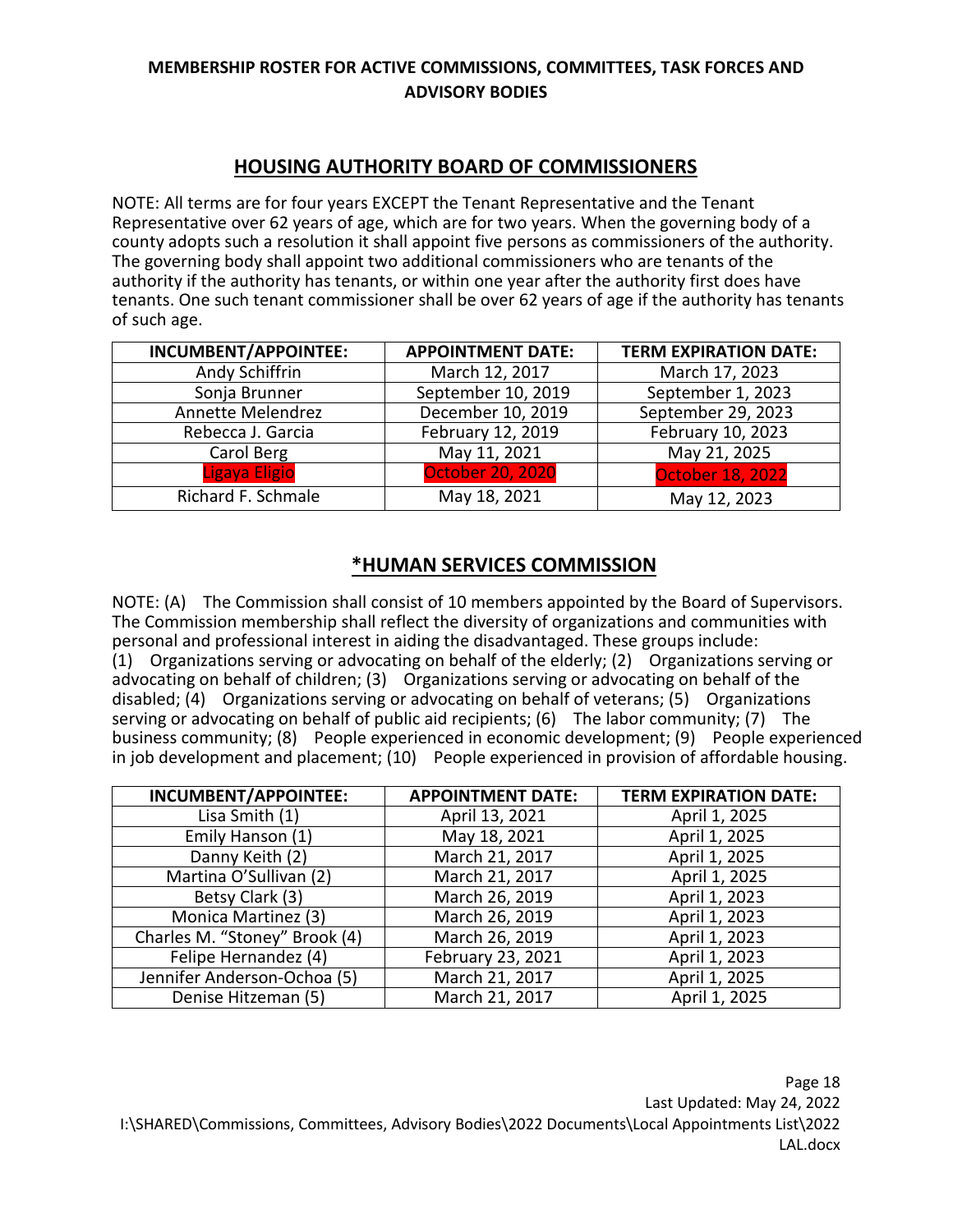# MEMBERSHIP ROSTER FOR ACTIVE COMMISSIONS, COMMITTEES, TASK FORCES AND ADVISORY BODIES

## HOUSING AUTHORITY BOARD OF COMMISSIONERS

NOTE: All terms are for four years EXCEPT the Tenant Representative and the Tenant Representative over 62 years of age, which are for two years. When the governing body of a county adopts such a resolution it shall appoint five persons as commissioners of the authority. The governing body shall appoint two additional commissioners who are tenants of the authority if the authority has tenants, or within one year after the authority first does have tenants. One such tenant commissioner shall be over 62 years of age if the authority has tenants of such age.

| INCUMBENT/APPOINTEE: | APPOINTMENT DATE: | TERM EXPIRATION DATE: |
|---|---|---|
| Andy Schiffrin | March 12, 2017 | March 17, 2023 |
| Sonja Brunner | September 10, 2019 | September 1, 2023 |
| Annette Melendrez | December 10, 2019 | September 29, 2023 |
| Rebecca J. Garcia | February 12, 2019 | February 10, 2023 |
| Carol Berg | May 11, 2021 | May 21, 2025 |
| Ligaya Eligio | October 20, 2020 | October 18, 2022 |
| Richard F. Schmale | May 18, 2021 | May 12, 2023 |

## *HUMAN SERVICES COMMISSION

NOTE: (A) The Commission shall consist of 10 members appointed by the Board of Supervisors. The Commission membership shall reflect the diversity of organizations and communities with personal and professional interest in aiding the disadvantaged. These groups include: (1) Organizations serving or advocating on behalf of the elderly; (2) Organizations serving or advocating on behalf of children; (3) Organizations serving or advocating on behalf of the disabled; (4) Organizations serving or advocating on behalf of veterans; (5) Organizations serving or advocating on behalf of public aid recipients; (6) The labor community; (7) The business community; (8) People experienced in economic development; (9) People experienced in job development and placement; (10) People experienced in provision of affordable housing.

| INCUMBENT/APPOINTEE: | APPOINTMENT DATE: | TERM EXPIRATION DATE: |
|---|---|---|
| Lisa Smith (1) | April 13, 2021 | April 1, 2025 |
| Emily Hanson (1) | May 18, 2021 | April 1, 2025 |
| Danny Keith (2) | March 21, 2017 | April 1, 2025 |
| Martina O'Sullivan (2) | March 21, 2017 | April 1, 2025 |
| Betsy Clark (3) | March 26, 2019 | April 1, 2023 |
| Monica Martinez (3) | March 26, 2019 | April 1, 2023 |
| Charles M. "Stoney" Brook (4) | March 26, 2019 | April 1, 2023 |
| Felipe Hernandez (4) | February 23, 2021 | April 1, 2023 |
| Jennifer Anderson-Ochoa (5) | March 21, 2017 | April 1, 2025 |
| Denise Hitzeman (5) | March 21, 2017 | April 1, 2025 |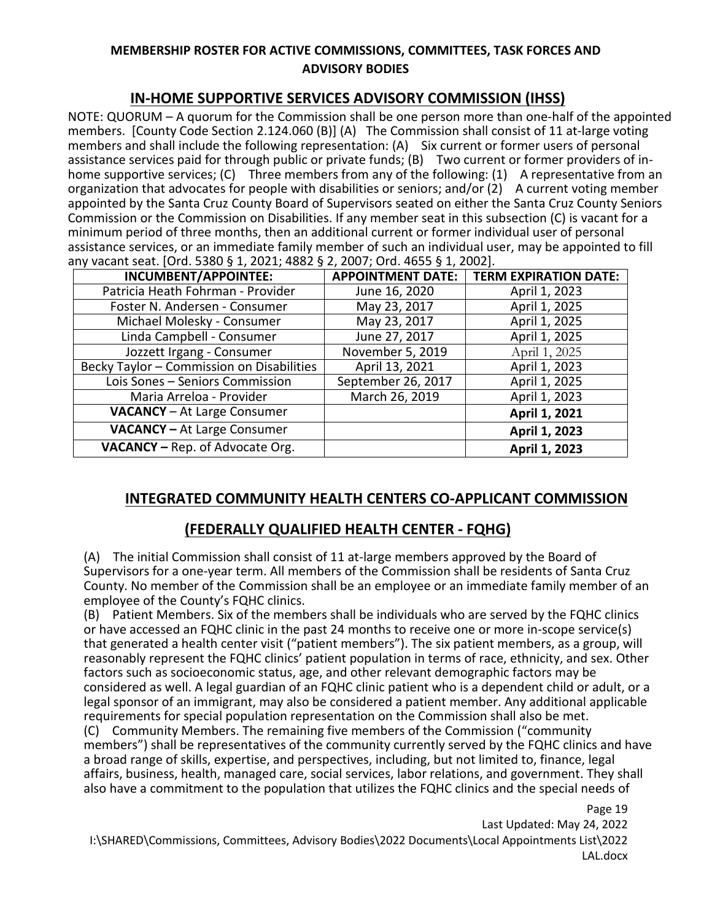**MEMBERSHIP ROSTER FOR ACTIVE COMMISSIONS, COMMITTEES, TASK FORCES AND ADVISORY BODIES**

## IN-HOME SUPPORTIVE SERVICES ADVISORY COMMISSION (IHSS)

NOTE: QUORUM – A quorum for the Commission shall be one person more than one-half of the appointed members. [County Code Section 2.124.060 (B)] (A) The Commission shall consist of 11 at-large voting members and shall include the following representation: (A) Six current or former users of personal assistance services paid for through public or private funds; (B) Two current or former providers of in-home supportive services; (C) Three members from any of the following: (1) A representative from an organization that advocates for people with disabilities or seniors; and/or (2) A current voting member appointed by the Santa Cruz County Board of Supervisors seated on either the Santa Cruz County Seniors Commission or the Commission on Disabilities. If any member seat in this subsection (C) is vacant for a minimum period of three months, then an additional current or former individual user of personal assistance services, or an immediate family member of such an individual user, may be appointed to fill any vacant seat. [Ord. 5380 § 1, 2021; 4882 § 2, 2007; Ord. 4655 § 1, 2002].

| INCUMBENT/APPOINTEE: | APPOINTMENT DATE: | TERM EXPIRATION DATE: |
|---|---|---|
| Patricia Heath Fohrman - Provider | June 16, 2020 | April 1, 2023 |
| Foster N. Andersen - Consumer | May 23, 2017 | April 1, 2025 |
| Michael Molesky - Consumer | May 23, 2017 | April 1, 2025 |
| Linda Campbell - Consumer | June 27, 2017 | April 1, 2025 |
| Jozzett Irgang - Consumer | November 5, 2019 | April 1, 2025 |
| Becky Taylor – Commission on Disabilities | April 13, 2021 | April 1, 2023 |
| Lois Sones – Seniors Commission | September 26, 2017 | April 1, 2025 |
| Maria Arreloa - Provider | March 26, 2019 | April 1, 2023 |
| **VACANCY** – At Large Consumer | | **April 1, 2021** |
| **VACANCY –** At Large Consumer | | **April 1, 2023** |
| **VACANCY –** Rep. of Advocate Org. | | **April 1, 2023** |

## INTEGRATED COMMUNITY HEALTH CENTERS CO-APPLICANT COMMISSION

## (FEDERALLY QUALIFIED HEALTH CENTER - FQHG)

(A) The initial Commission shall consist of 11 at-large members approved by the Board of Supervisors for a one-year term. All members of the Commission shall be residents of Santa Cruz County. No member of the Commission shall be an employee or an immediate family member of an employee of the County's FQHC clinics.

(B) Patient Members. Six of the members shall be individuals who are served by the FQHC clinics or have accessed an FQHC clinic in the past 24 months to receive one or more in-scope service(s) that generated a health center visit ("patient members"). The six patient members, as a group, will reasonably represent the FQHC clinics' patient population in terms of race, ethnicity, and sex. Other factors such as socioeconomic status, age, and other relevant demographic factors may be considered as well. A legal guardian of an FQHC clinic patient who is a dependent child or adult, or a legal sponsor of an immigrant, may also be considered a patient member. Any additional applicable requirements for special population representation on the Commission shall also be met.

(C) Community Members. The remaining five members of the Commission ("community members") shall be representatives of the community currently served by the FQHC clinics and have a broad range of skills, expertise, and perspectives, including, but not limited to, finance, legal affairs, business, health, managed care, social services, labor relations, and government. They shall also have a commitment to the population that utilizes the FQHC clinics and the special needs of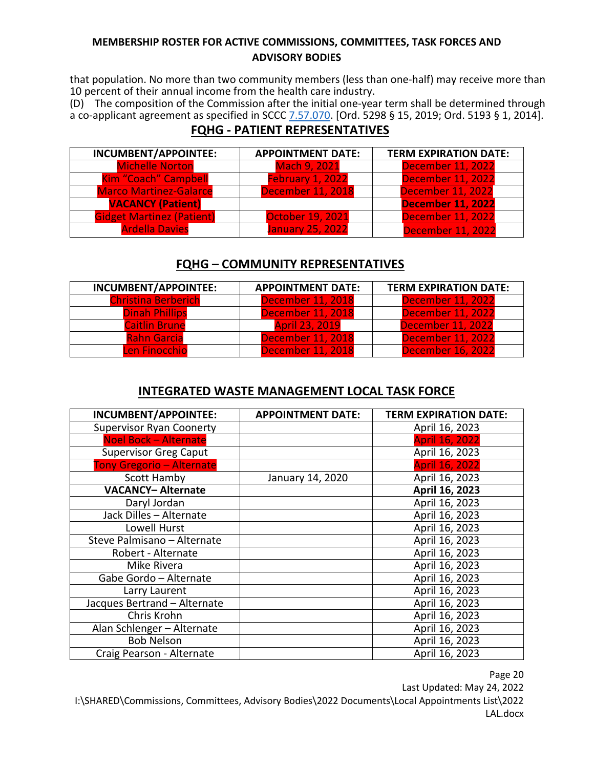that population. No more than two community members (less than one-half) may receive more than 10 percent of their annual income from the health care industry.

(D) The composition of the Commission after the initial one-year term shall be determined through a co-applicant agreement as specified in SCCC 7.57.070. [Ord. 5298 § 15, 2019; Ord. 5193 § 1, 2014].

## FQHG - PATIENT REPRESENTATIVES

| INCUMBENT/APPOINTEE: | APPOINTMENT DATE: | TERM EXPIRATION DATE: |
|---|---|---|
| Michelle Norton | Mach 9, 2021 | December 11, 2022 |
| Kim "Coach" Campbell | February 1, 2022 | December 11, 2022 |
| Marco Martinez-Galarce | December 11, 2018 | December 11, 2022 |
| **VACANCY (Patient)** | | **December 11, 2022** |
| Gidget Martinez (Patient) | October 19, 2021 | December 11, 2022 |
| Ardella Davies | January 25, 2022 | December 11, 2022 |

## FQHG – COMMUNITY REPRESENTATIVES

| INCUMBENT/APPOINTEE: | APPOINTMENT DATE: | TERM EXPIRATION DATE: |
|---|---|---|
| Christina Berberich | December 11, 2018 | December 11, 2022 |
| Dinah Phillips | December 11, 2018 | December 11, 2022 |
| Caitlin Brune | April 23, 2019 | December 11, 2022 |
| Rahn Garcia | December 11, 2018 | December 11, 2022 |
| Len Finocchio | December 11, 2018 | December 16, 2022 |

## INTEGRATED WASTE MANAGEMENT LOCAL TASK FORCE

| INCUMBENT/APPOINTEE: | APPOINTMENT DATE: | TERM EXPIRATION DATE: |
|---|---|---|
| Supervisor Ryan Coonerty | | April 16, 2023 |
| Noel Bock – Alternate | | April 16, 2022 |
| Supervisor Greg Caput | | April 16, 2023 |
| Tony Gregorio – Alternate | | April 16, 2022 |
| Scott Hamby | January 14, 2020 | April 16, 2023 |
| **VACANCY– Alternate** | | **April 16, 2023** |
| Daryl Jordan | | April 16, 2023 |
| Jack Dilles – Alternate | | April 16, 2023 |
| Lowell Hurst | | April 16, 2023 |
| Steve Palmisano – Alternate | | April 16, 2023 |
| Robert - Alternate | | April 16, 2023 |
| Mike Rivera | | April 16, 2023 |
| Gabe Gordo – Alternate | | April 16, 2023 |
| Larry Laurent | | April 16, 2023 |
| Jacques Bertrand – Alternate | | April 16, 2023 |
| Chris Krohn | | April 16, 2023 |
| Alan Schlenger – Alternate | | April 16, 2023 |
| Bob Nelson | | April 16, 2023 |
| Craig Pearson - Alternate | | April 16, 2023 |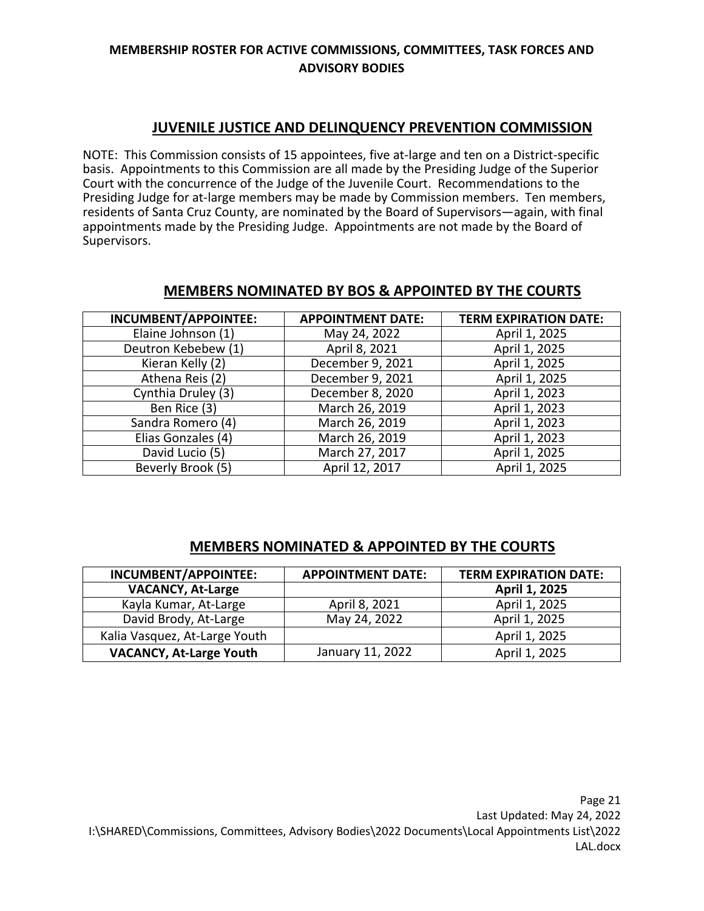# MEMBERSHIP ROSTER FOR ACTIVE COMMISSIONS, COMMITTEES, TASK FORCES AND ADVISORY BODIES

## JUVENILE JUSTICE AND DELINQUENCY PREVENTION COMMISSION

NOTE: This Commission consists of 15 appointees, five at-large and ten on a District-specific basis. Appointments to this Commission are all made by the Presiding Judge of the Superior Court with the concurrence of the Judge of the Juvenile Court. Recommendations to the Presiding Judge for at-large members may be made by Commission members. Ten members, residents of Santa Cruz County, are nominated by the Board of Supervisors—again, with final appointments made by the Presiding Judge. Appointments are not made by the Board of Supervisors.

### MEMBERS NOMINATED BY BOS & APPOINTED BY THE COURTS

| INCUMBENT/APPOINTEE: | APPOINTMENT DATE: | TERM EXPIRATION DATE: |
|---|---|---|
| Elaine Johnson (1) | May 24, 2022 | April 1, 2025 |
| Deutron Kebebew (1) | April 8, 2021 | April 1, 2025 |
| Kieran Kelly (2) | December 9, 2021 | April 1, 2025 |
| Athena Reis (2) | December 9, 2021 | April 1, 2025 |
| Cynthia Druley (3) | December 8, 2020 | April 1, 2023 |
| Ben Rice (3) | March 26, 2019 | April 1, 2023 |
| Sandra Romero (4) | March 26, 2019 | April 1, 2023 |
| Elias Gonzales (4) | March 26, 2019 | April 1, 2023 |
| David Lucio (5) | March 27, 2017 | April 1, 2025 |
| Beverly Brook (5) | April 12, 2017 | April 1, 2025 |

### MEMBERS NOMINATED & APPOINTED BY THE COURTS

| INCUMBENT/APPOINTEE: | APPOINTMENT DATE: | TERM EXPIRATION DATE: |
|---|---|---|
| **VACANCY, At-Large** | | **April 1, 2025** |
| Kayla Kumar, At-Large | April 8, 2021 | April 1, 2025 |
| David Brody, At-Large | May 24, 2022 | April 1, 2025 |
| Kalia Vasquez, At-Large Youth | | April 1, 2025 |
| **VACANCY, At-Large Youth** | January 11, 2022 | April 1, 2025 |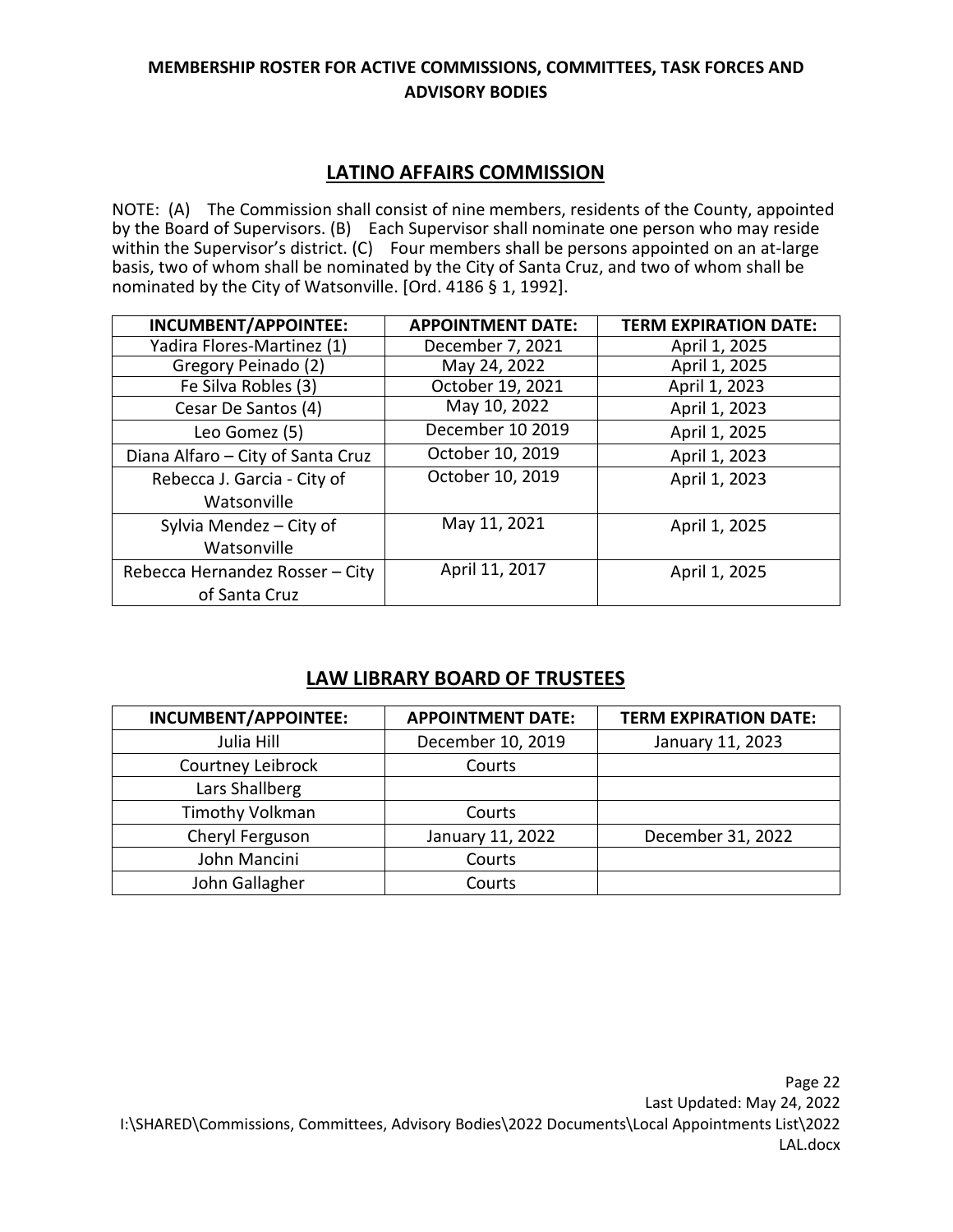**MEMBERSHIP ROSTER FOR ACTIVE COMMISSIONS, COMMITTEES, TASK FORCES AND ADVISORY BODIES**

## LATINO AFFAIRS COMMISSION

NOTE: (A) The Commission shall consist of nine members, residents of the County, appointed by the Board of Supervisors. (B) Each Supervisor shall nominate one person who may reside within the Supervisor's district. (C) Four members shall be persons appointed on an at-large basis, two of whom shall be nominated by the City of Santa Cruz, and two of whom shall be nominated by the City of Watsonville. [Ord. 4186 § 1, 1992].

| INCUMBENT/APPOINTEE: | APPOINTMENT DATE: | TERM EXPIRATION DATE: |
|---|---|---|
| Yadira Flores-Martinez (1) | December 7, 2021 | April 1, 2025 |
| Gregory Peinado (2) | May 24, 2022 | April 1, 2025 |
| Fe Silva Robles (3) | October 19, 2021 | April 1, 2023 |
| Cesar De Santos (4) | May 10, 2022 | April 1, 2023 |
| Leo Gomez (5) | December 10 2019 | April 1, 2025 |
| Diana Alfaro – City of Santa Cruz | October 10, 2019 | April 1, 2023 |
| Rebecca J. Garcia - City of Watsonville | October 10, 2019 | April 1, 2023 |
| Sylvia Mendez – City of Watsonville | May 11, 2021 | April 1, 2025 |
| Rebecca Hernandez Rosser – City of Santa Cruz | April 11, 2017 | April 1, 2025 |

## LAW LIBRARY BOARD OF TRUSTEES

| INCUMBENT/APPOINTEE: | APPOINTMENT DATE: | TERM EXPIRATION DATE: |
|---|---|---|
| Julia Hill | December 10, 2019 | January 11, 2023 |
| Courtney Leibrock | Courts | |
| Lars Shallberg | | |
| Timothy Volkman | Courts | |
| Cheryl Ferguson | January 11, 2022 | December 31, 2022 |
| John Mancini | Courts | |
| John Gallagher | Courts | |

Last Updated: May 24, 2022
I:\SHARED\Commissions, Committees, Advisory Bodies\2022 Documents\Local Appointments List\2022 LAL.docx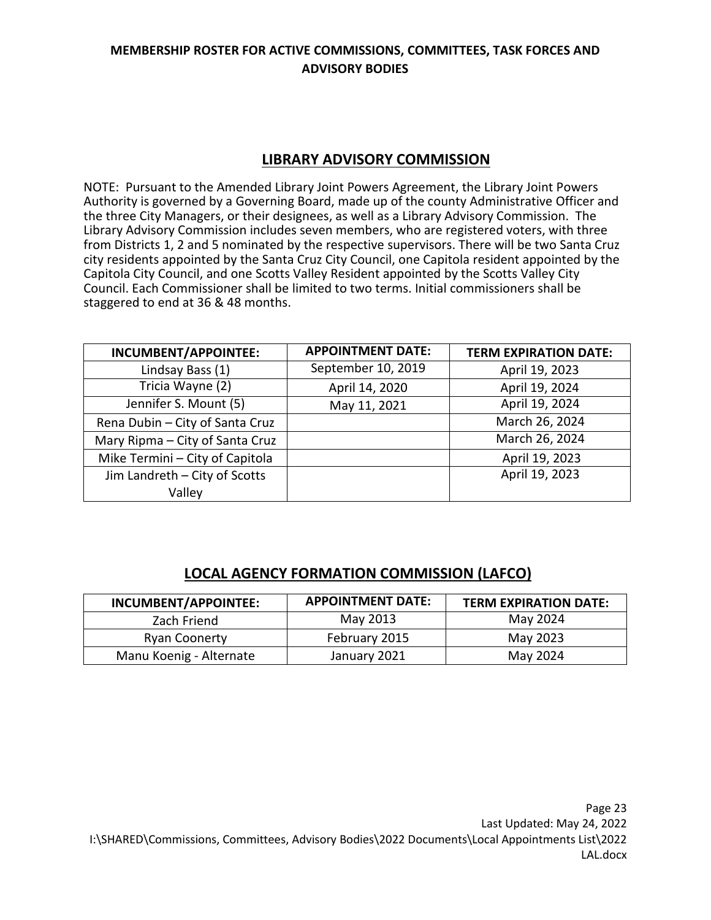# MEMBERSHIP ROSTER FOR ACTIVE COMMISSIONS, COMMITTEES, TASK FORCES AND ADVISORY BODIES

## LIBRARY ADVISORY COMMISSION

NOTE: Pursuant to the Amended Library Joint Powers Agreement, the Library Joint Powers Authority is governed by a Governing Board, made up of the county Administrative Officer and the three City Managers, or their designees, as well as a Library Advisory Commission. The Library Advisory Commission includes seven members, who are registered voters, with three from Districts 1, 2 and 5 nominated by the respective supervisors. There will be two Santa Cruz city residents appointed by the Santa Cruz City Council, one Capitola resident appointed by the Capitola City Council, and one Scotts Valley Resident appointed by the Scotts Valley City Council. Each Commissioner shall be limited to two terms. Initial commissioners shall be staggered to end at 36 & 48 months.

| INCUMBENT/APPOINTEE: | APPOINTMENT DATE: | TERM EXPIRATION DATE: |
| --- | --- | --- |
| Lindsay Bass (1) | September 10, 2019 | April 19, 2023 |
| Tricia Wayne (2) | April 14, 2020 | April 19, 2024 |
| Jennifer S. Mount (5) | May 11, 2021 | April 19, 2024 |
| Rena Dubin – City of Santa Cruz | | March 26, 2024 |
| Mary Ripma – City of Santa Cruz | | March 26, 2024 |
| Mike Termini – City of Capitola | | April 19, 2023 |
| Jim Landreth – City of Scotts Valley | | April 19, 2023 |

## LOCAL AGENCY FORMATION COMMISSION (LAFCO)

| INCUMBENT/APPOINTEE: | APPOINTMENT DATE: | TERM EXPIRATION DATE: |
| --- | --- | --- |
| Zach Friend | May 2013 | May 2024 |
| Ryan Coonerty | February 2015 | May 2023 |
| Manu Koenig - Alternate | January 2021 | May 2024 |

Last Updated: May 24, 2022
I:\SHARED\Commissions, Committees, Advisory Bodies\2022 Documents\Local Appointments List\2022 LAL.docx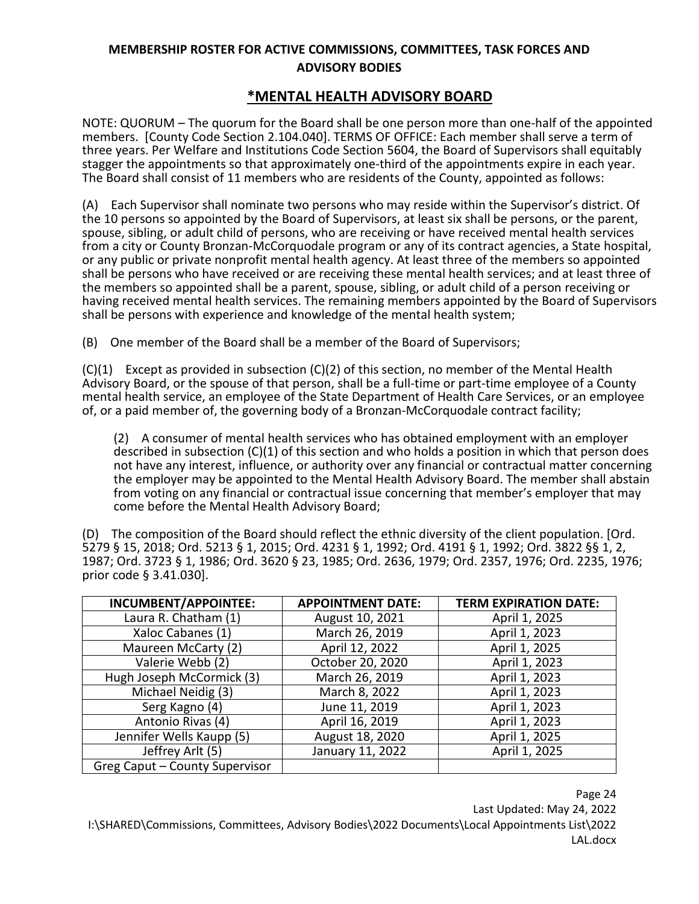**MEMBERSHIP ROSTER FOR ACTIVE COMMISSIONS, COMMITTEES, TASK FORCES AND ADVISORY BODIES**

## *MENTAL HEALTH ADVISORY BOARD

NOTE: QUORUM – The quorum for the Board shall be one person more than one-half of the appointed members. [County Code Section 2.104.040]. TERMS OF OFFICE: Each member shall serve a term of three years. Per Welfare and Institutions Code Section 5604, the Board of Supervisors shall equitably stagger the appointments so that approximately one-third of the appointments expire in each year. The Board shall consist of 11 members who are residents of the County, appointed as follows:

(A) Each Supervisor shall nominate two persons who may reside within the Supervisor's district. Of the 10 persons so appointed by the Board of Supervisors, at least six shall be persons, or the parent, spouse, sibling, or adult child of persons, who are receiving or have received mental health services from a city or County Bronzan-McCorquodale program or any of its contract agencies, a State hospital, or any public or private nonprofit mental health agency. At least three of the members so appointed shall be persons who have received or are receiving these mental health services; and at least three of the members so appointed shall be a parent, spouse, sibling, or adult child of a person receiving or having received mental health services. The remaining members appointed by the Board of Supervisors shall be persons with experience and knowledge of the mental health system;

(B) One member of the Board shall be a member of the Board of Supervisors;

(C)(1) Except as provided in subsection (C)(2) of this section, no member of the Mental Health Advisory Board, or the spouse of that person, shall be a full-time or part-time employee of a County mental health service, an employee of the State Department of Health Care Services, or an employee of, or a paid member of, the governing body of a Bronzan-McCorquodale contract facility;

(2) A consumer of mental health services who has obtained employment with an employer described in subsection (C)(1) of this section and who holds a position in which that person does not have any interest, influence, or authority over any financial or contractual matter concerning the employer may be appointed to the Mental Health Advisory Board. The member shall abstain from voting on any financial or contractual issue concerning that member's employer that may come before the Mental Health Advisory Board;

(D) The composition of the Board should reflect the ethnic diversity of the client population. [Ord. 5279 § 15, 2018; Ord. 5213 § 1, 2015; Ord. 4231 § 1, 1992; Ord. 4191 § 1, 1992; Ord. 3822 §§ 1, 2, 1987; Ord. 3723 § 1, 1986; Ord. 3620 § 23, 1985; Ord. 2636, 1979; Ord. 2357, 1976; Ord. 2235, 1976; prior code § 3.41.030].

| INCUMBENT/APPOINTEE: | APPOINTMENT DATE: | TERM EXPIRATION DATE: |
| --- | --- | --- |
| Laura R. Chatham (1) | August 10, 2021 | April 1, 2025 |
| Xaloc Cabanes (1) | March 26, 2019 | April 1, 2023 |
| Maureen McCarty (2) | April 12, 2022 | April 1, 2025 |
| Valerie Webb (2) | October 20, 2020 | April 1, 2023 |
| Hugh Joseph McCormick (3) | March 26, 2019 | April 1, 2023 |
| Michael Neidig (3) | March 8, 2022 | April 1, 2023 |
| Serg Kagno (4) | June 11, 2019 | April 1, 2023 |
| Antonio Rivas (4) | April 16, 2019 | April 1, 2023 |
| Jennifer Wells Kaupp (5) | August 18, 2020 | April 1, 2025 |
| Jeffrey Arlt (5) | January 11, 2022 | April 1, 2025 |
| Greg Caput – County Supervisor | | |

Last Updated: May 24, 2022

I:\SHARED\Commissions, Committees, Advisory Bodies\2022 Documents\Local Appointments List\2022 LAL.docx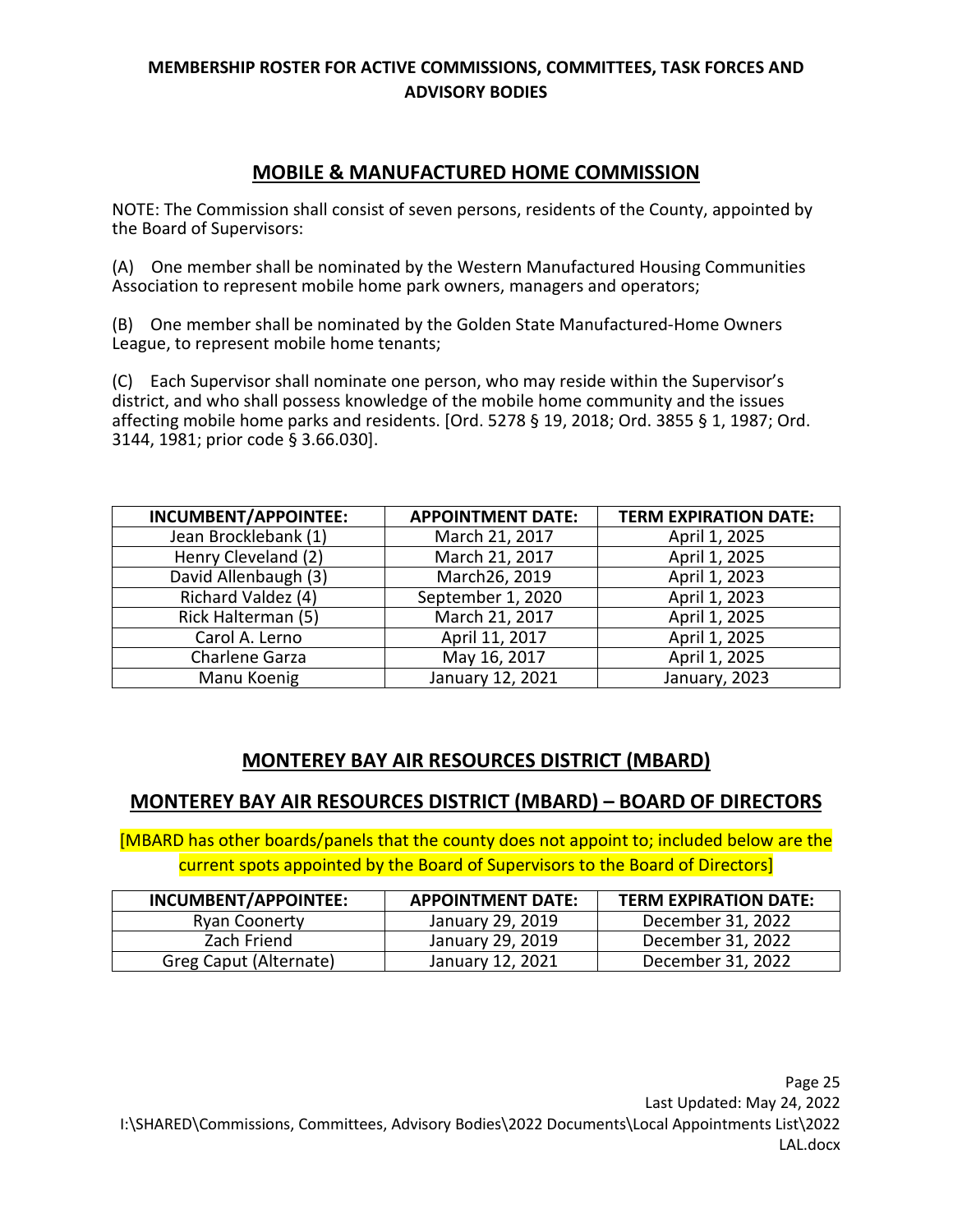## MOBILE & MANUFACTURED HOME COMMISSION

NOTE: The Commission shall consist of seven persons, residents of the County, appointed by the Board of Supervisors:

(A) One member shall be nominated by the Western Manufactured Housing Communities Association to represent mobile home park owners, managers and operators;

(B) One member shall be nominated by the Golden State Manufactured-Home Owners League, to represent mobile home tenants;

(C) Each Supervisor shall nominate one person, who may reside within the Supervisor's district, and who shall possess knowledge of the mobile home community and the issues affecting mobile home parks and residents. [Ord. 5278 § 19, 2018; Ord. 3855 § 1, 1987; Ord. 3144, 1981; prior code § 3.66.030].

| INCUMBENT/APPOINTEE: | APPOINTMENT DATE: | TERM EXPIRATION DATE: |
|---|---|---|
| Jean Brocklebank (1) | March 21, 2017 | April 1, 2025 |
| Henry Cleveland (2) | March 21, 2017 | April 1, 2025 |
| David Allenbaugh (3) | March26, 2019 | April 1, 2023 |
| Richard Valdez (4) | September 1, 2020 | April 1, 2023 |
| Rick Halterman (5) | March 21, 2017 | April 1, 2025 |
| Carol A. Lerno | April 11, 2017 | April 1, 2025 |
| Charlene Garza | May 16, 2017 | April 1, 2025 |
| Manu Koenig | January 12, 2021 | January, 2023 |

## MONTEREY BAY AIR RESOURCES DISTRICT (MBARD)

## MONTEREY BAY AIR RESOURCES DISTRICT (MBARD) – BOARD OF DIRECTORS

[MBARD has other boards/panels that the county does not appoint to; included below are the current spots appointed by the Board of Supervisors to the Board of Directors]

| INCUMBENT/APPOINTEE: | APPOINTMENT DATE: | TERM EXPIRATION DATE: |
|---|---|---|
| Ryan Coonerty | January 29, 2019 | December 31, 2022 |
| Zach Friend | January 29, 2019 | December 31, 2022 |
| Greg Caput (Alternate) | January 12, 2021 | December 31, 2022 |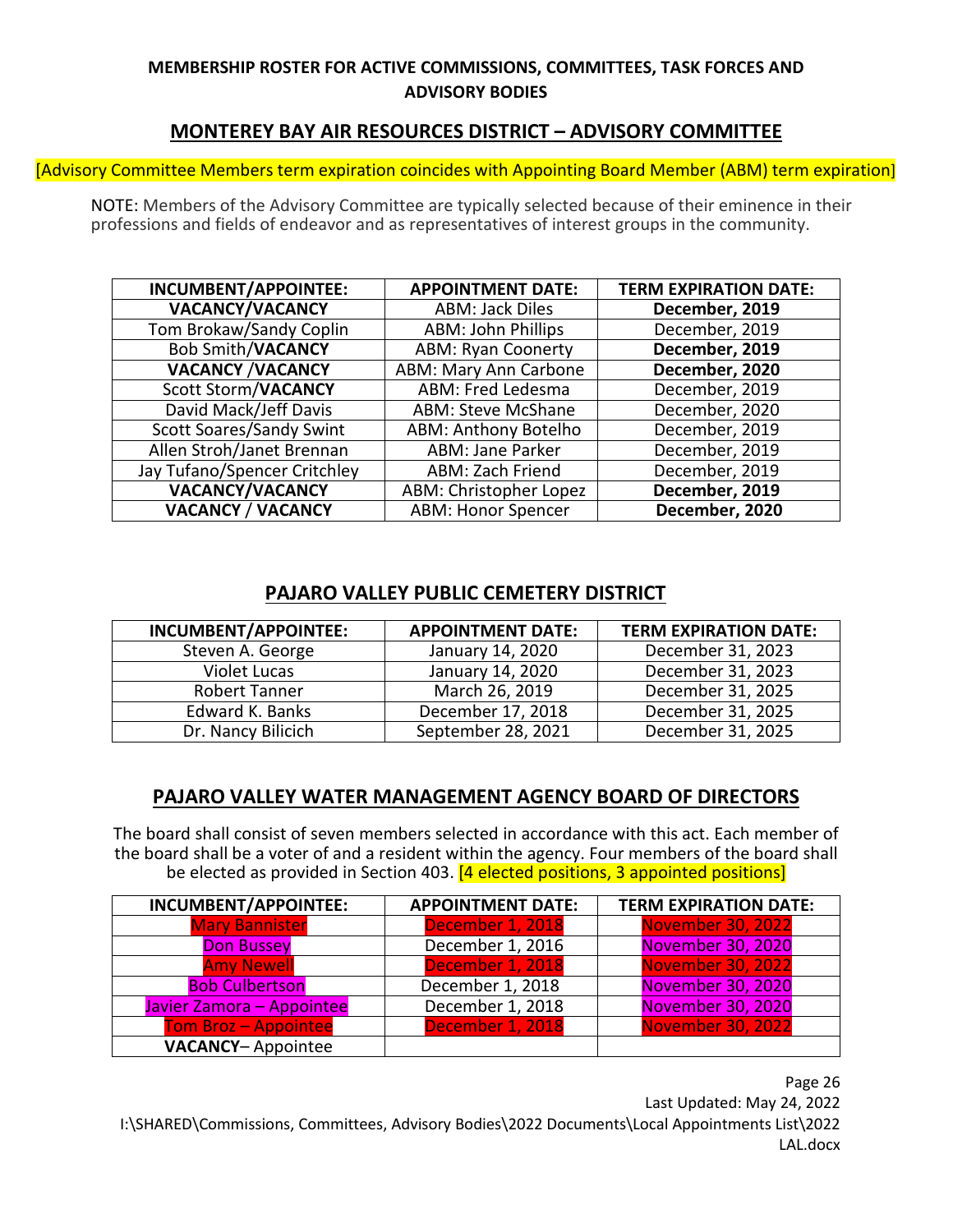**MEMBERSHIP ROSTER FOR ACTIVE COMMISSIONS, COMMITTEES, TASK FORCES AND ADVISORY BODIES**

## MONTEREY BAY AIR RESOURCES DISTRICT – ADVISORY COMMITTEE

[Advisory Committee Members term expiration coincides with Appointing Board Member (ABM) term expiration]

NOTE: Members of the Advisory Committee are typically selected because of their eminence in their professions and fields of endeavor and as representatives of interest groups in the community.

| INCUMBENT/APPOINTEE: | APPOINTMENT DATE: | TERM EXPIRATION DATE: |
|---|---|---|
| **VACANCY/VACANCY** | ABM: Jack Diles | **December, 2019** |
| Tom Brokaw/Sandy Coplin | ABM: John Phillips | December, 2019 |
| Bob Smith/**VACANCY** | ABM: Ryan Coonerty | **December, 2019** |
| **VACANCY /VACANCY** | ABM: Mary Ann Carbone | **December, 2020** |
| Scott Storm/**VACANCY** | ABM: Fred Ledesma | December, 2019 |
| David Mack/Jeff Davis | ABM: Steve McShane | December, 2020 |
| Scott Soares/Sandy Swint | ABM: Anthony Botelho | December, 2019 |
| Allen Stroh/Janet Brennan | ABM: Jane Parker | December, 2019 |
| Jay Tufano/Spencer Critchley | ABM: Zach Friend | December, 2019 |
| **VACANCY/VACANCY** | ABM: Christopher Lopez | **December, 2019** |
| **VACANCY** / **VACANCY** | ABM: Honor Spencer | **December, 2020** |

## PAJARO VALLEY PUBLIC CEMETERY DISTRICT

| INCUMBENT/APPOINTEE: | APPOINTMENT DATE: | TERM EXPIRATION DATE: |
|---|---|---|
| Steven A. George | January 14, 2020 | December 31, 2023 |
| Violet Lucas | January 14, 2020 | December 31, 2023 |
| Robert Tanner | March 26, 2019 | December 31, 2025 |
| Edward K. Banks | December 17, 2018 | December 31, 2025 |
| Dr. Nancy Bilicich | September 28, 2021 | December 31, 2025 |

## PAJARO VALLEY WATER MANAGEMENT AGENCY BOARD OF DIRECTORS

The board shall consist of seven members selected in accordance with this act. Each member of the board shall be a voter of and a resident within the agency. Four members of the board shall be elected as provided in Section 403. [4 elected positions, 3 appointed positions]

| INCUMBENT/APPOINTEE: | APPOINTMENT DATE: | TERM EXPIRATION DATE: |
|---|---|---|
| Mary Bannister | December 1, 2018 | November 30, 2022 |
| Don Bussey | December 1, 2016 | November 30, 2020 |
| Amy Newell | December 1, 2018 | November 30, 2022 |
| Bob Culbertson | December 1, 2018 | November 30, 2020 |
| Javier Zamora – Appointee | December 1, 2018 | November 30, 2020 |
| Tom Broz – Appointee | December 1, 2018 | November 30, 2022 |
| **VACANCY**– Appointee | | |

Last Updated: May 24, 2022

I:\SHARED\Commissions, Committees, Advisory Bodies\2022 Documents\Local Appointments List\2022 LAL.docx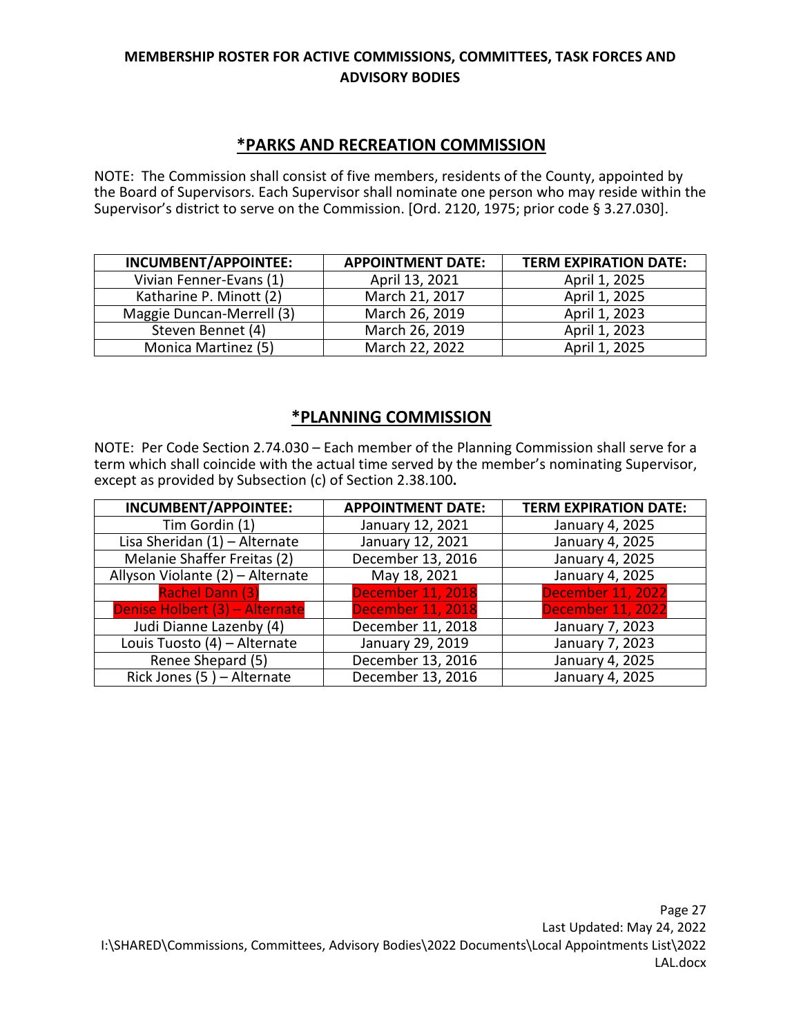## MEMBERSHIP ROSTER FOR ACTIVE COMMISSIONS, COMMITTEES, TASK FORCES AND ADVISORY BODIES

### *PARKS AND RECREATION COMMISSION

NOTE: The Commission shall consist of five members, residents of the County, appointed by the Board of Supervisors. Each Supervisor shall nominate one person who may reside within the Supervisor's district to serve on the Commission. [Ord. 2120, 1975; prior code § 3.27.030].

| INCUMBENT/APPOINTEE: | APPOINTMENT DATE: | TERM EXPIRATION DATE: |
|---|---|---|
| Vivian Fenner-Evans (1) | April 13, 2021 | April 1, 2025 |
| Katharine P. Minott (2) | March 21, 2017 | April 1, 2025 |
| Maggie Duncan-Merrell (3) | March 26, 2019 | April 1, 2023 |
| Steven Bennet (4) | March 26, 2019 | April 1, 2023 |
| Monica Martinez (5) | March 22, 2022 | April 1, 2025 |

### *PLANNING COMMISSION

NOTE: Per Code Section 2.74.030 – Each member of the Planning Commission shall serve for a term which shall coincide with the actual time served by the member's nominating Supervisor, except as provided by Subsection (c) of Section 2.38.100**.**

| INCUMBENT/APPOINTEE: | APPOINTMENT DATE: | TERM EXPIRATION DATE: |
|---|---|---|
| Tim Gordin (1) | January 12, 2021 | January 4, 2025 |
| Lisa Sheridan (1) – Alternate | January 12, 2021 | January 4, 2025 |
| Melanie Shaffer Freitas (2) | December 13, 2016 | January 4, 2025 |
| Allyson Violante (2) – Alternate | May 18, 2021 | January 4, 2025 |
| Rachel Dann (3) | December 11, 2018 | December 11, 2022 |
| Denise Holbert (3) – Alternate | December 11, 2018 | December 11, 2022 |
| Judi Dianne Lazenby (4) | December 11, 2018 | January 7, 2023 |
| Louis Tuosto (4) – Alternate | January 29, 2019 | January 7, 2023 |
| Renee Shepard (5) | December 13, 2016 | January 4, 2025 |
| Rick Jones (5 ) – Alternate | December 13, 2016 | January 4, 2025 |

Last Updated: May 24, 2022
I:\SHARED\Commissions, Committees, Advisory Bodies\2022 Documents\Local Appointments List\2022 LAL.docx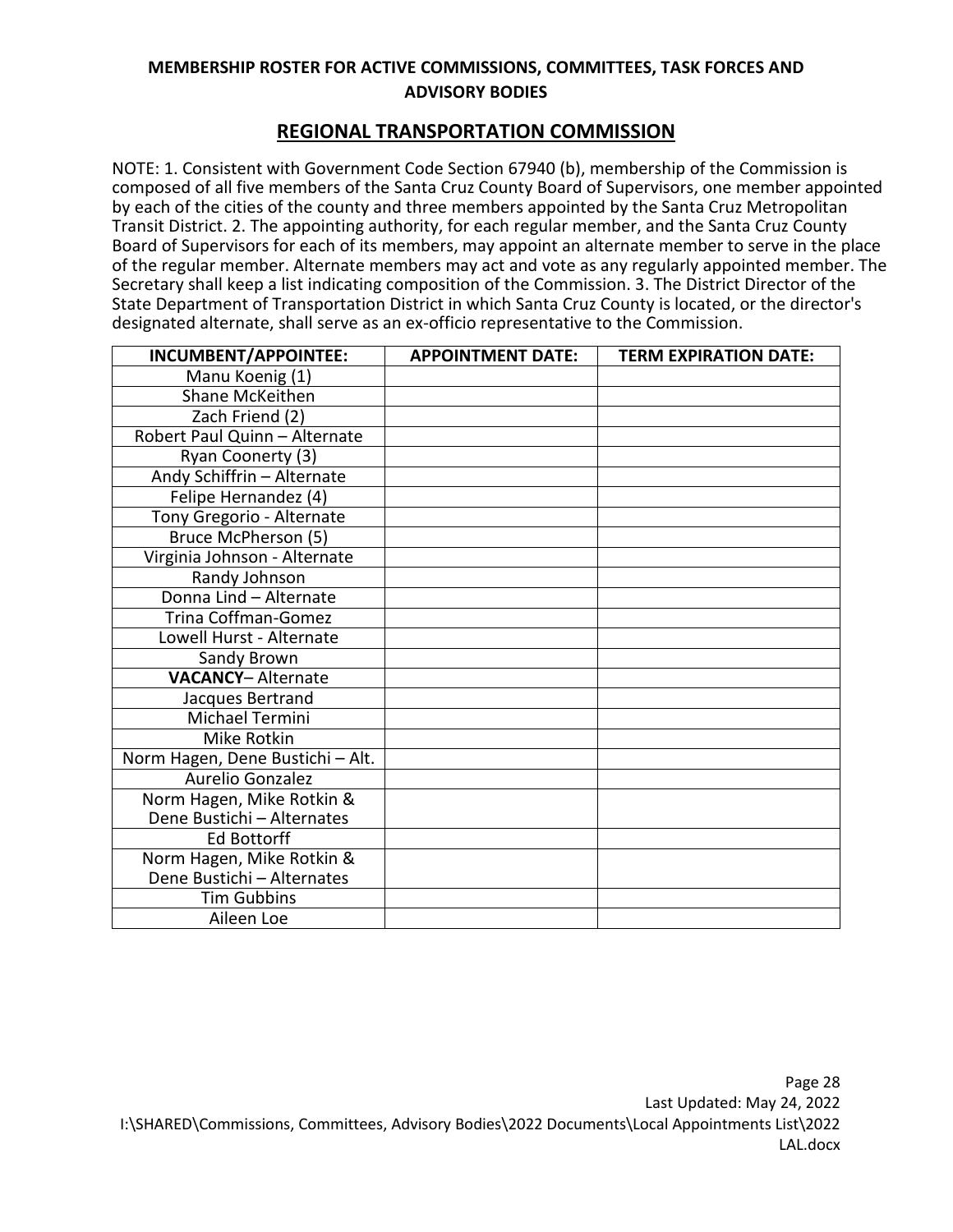**MEMBERSHIP ROSTER FOR ACTIVE COMMISSIONS, COMMITTEES, TASK FORCES AND ADVISORY BODIES**

## REGIONAL TRANSPORTATION COMMISSION

NOTE: 1. Consistent with Government Code Section 67940 (b), membership of the Commission is composed of all five members of the Santa Cruz County Board of Supervisors, one member appointed by each of the cities of the county and three members appointed by the Santa Cruz Metropolitan Transit District. 2. The appointing authority, for each regular member, and the Santa Cruz County Board of Supervisors for each of its members, may appoint an alternate member to serve in the place of the regular member. Alternate members may act and vote as any regularly appointed member. The Secretary shall keep a list indicating composition of the Commission. 3. The District Director of the State Department of Transportation District in which Santa Cruz County is located, or the director's designated alternate, shall serve as an ex-officio representative to the Commission.

| INCUMBENT/APPOINTEE: | APPOINTMENT DATE: | TERM EXPIRATION DATE: |
|---|---|---|
| Manu Koenig (1) | | |
| Shane McKeithen | | |
| Zach Friend (2) | | |
| Robert Paul Quinn – Alternate | | |
| Ryan Coonerty (3) | | |
| Andy Schiffrin – Alternate | | |
| Felipe Hernandez (4) | | |
| Tony Gregorio - Alternate | | |
| Bruce McPherson (5) | | |
| Virginia Johnson - Alternate | | |
| Randy Johnson | | |
| Donna Lind – Alternate | | |
| Trina Coffman-Gomez | | |
| Lowell Hurst - Alternate | | |
| Sandy Brown | | |
| **VACANCY**– Alternate | | |
| Jacques Bertrand | | |
| Michael Termini | | |
| Mike Rotkin | | |
| Norm Hagen, Dene Bustichi – Alt. | | |
| Aurelio Gonzalez | | |
| Norm Hagen, Mike Rotkin & Dene Bustichi – Alternates | | |
| Ed Bottorff | | |
| Norm Hagen, Mike Rotkin & Dene Bustichi – Alternates | | |
| Tim Gubbins | | |
| Aileen Loe | | |

Last Updated: May 24, 2022
I:\SHARED\Commissions, Committees, Advisory Bodies\2022 Documents\Local Appointments List\2022 LAL.docx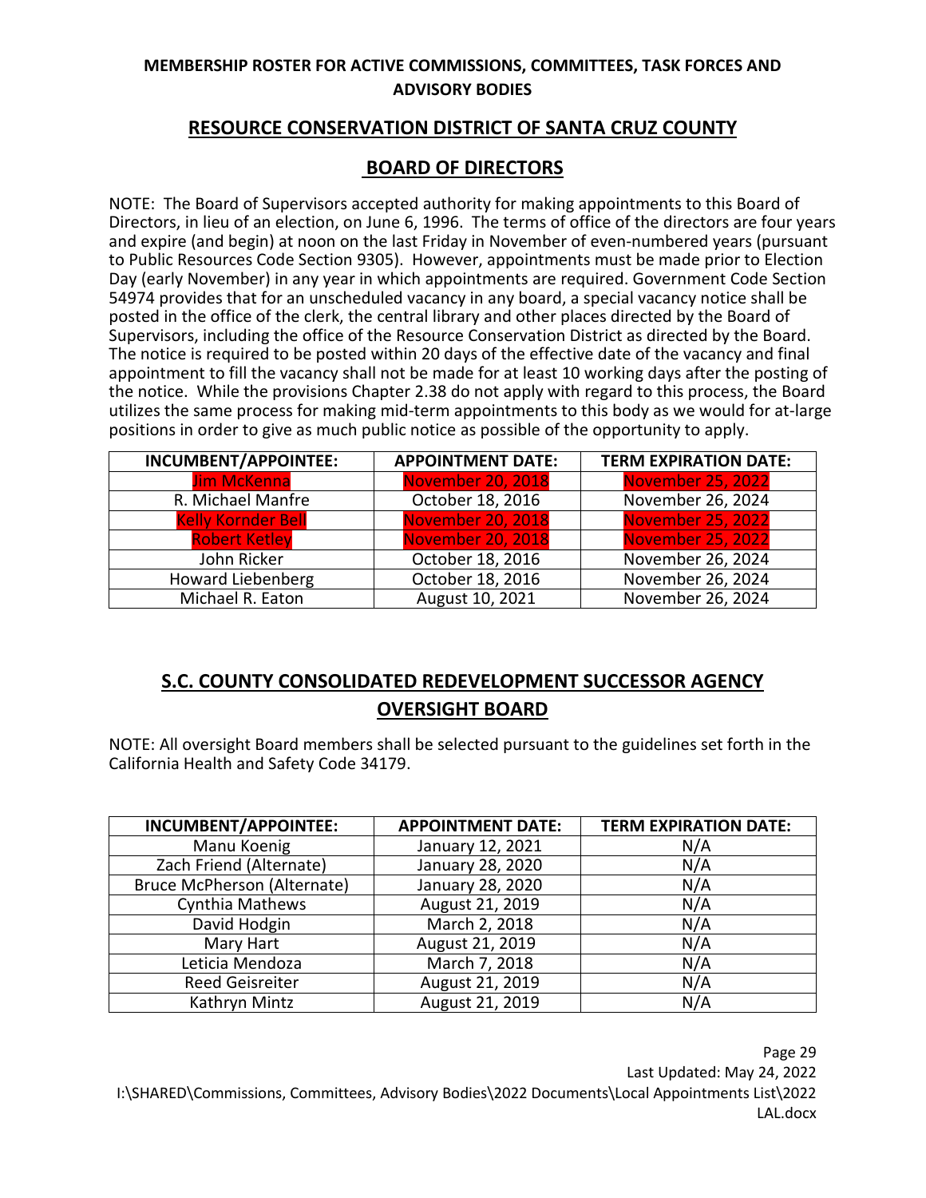**MEMBERSHIP ROSTER FOR ACTIVE COMMISSIONS, COMMITTEES, TASK FORCES AND ADVISORY BODIES**

## RESOURCE CONSERVATION DISTRICT OF SANTA CRUZ COUNTY

## BOARD OF DIRECTORS

NOTE: The Board of Supervisors accepted authority for making appointments to this Board of Directors, in lieu of an election, on June 6, 1996. The terms of office of the directors are four years and expire (and begin) at noon on the last Friday in November of even-numbered years (pursuant to Public Resources Code Section 9305). However, appointments must be made prior to Election Day (early November) in any year in which appointments are required. Government Code Section 54974 provides that for an unscheduled vacancy in any board, a special vacancy notice shall be posted in the office of the clerk, the central library and other places directed by the Board of Supervisors, including the office of the Resource Conservation District as directed by the Board. The notice is required to be posted within 20 days of the effective date of the vacancy and final appointment to fill the vacancy shall not be made for at least 10 working days after the posting of the notice. While the provisions Chapter 2.38 do not apply with regard to this process, the Board utilizes the same process for making mid-term appointments to this body as we would for at-large positions in order to give as much public notice as possible of the opportunity to apply.

| INCUMBENT/APPOINTEE: | APPOINTMENT DATE: | TERM EXPIRATION DATE: |
| --- | --- | --- |
| Jim McKenna | November 20, 2018 | November 25, 2022 |
| R. Michael Manfre | October 18, 2016 | November 26, 2024 |
| Kelly Kornder Bell | November 20, 2018 | November 25, 2022 |
| Robert Ketley | November 20, 2018 | November 25, 2022 |
| John Ricker | October 18, 2016 | November 26, 2024 |
| Howard Liebenberg | October 18, 2016 | November 26, 2024 |
| Michael R. Eaton | August 10, 2021 | November 26, 2024 |

## S.C. COUNTY CONSOLIDATED REDEVELOPMENT SUCCESSOR AGENCY OVERSIGHT BOARD

NOTE: All oversight Board members shall be selected pursuant to the guidelines set forth in the California Health and Safety Code 34179.

| INCUMBENT/APPOINTEE: | APPOINTMENT DATE: | TERM EXPIRATION DATE: |
| --- | --- | --- |
| Manu Koenig | January 12, 2021 | N/A |
| Zach Friend (Alternate) | January 28, 2020 | N/A |
| Bruce McPherson (Alternate) | January 28, 2020 | N/A |
| Cynthia Mathews | August 21, 2019 | N/A |
| David Hodgin | March 2, 2018 | N/A |
| Mary Hart | August 21, 2019 | N/A |
| Leticia Mendoza | March 7, 2018 | N/A |
| Reed Geisreiter | August 21, 2019 | N/A |
| Kathryn Mintz | August 21, 2019 | N/A |

Last Updated: May 24, 2022
I:\SHARED\Commissions, Committees, Advisory Bodies\2022 Documents\Local Appointments List\2022 LAL.docx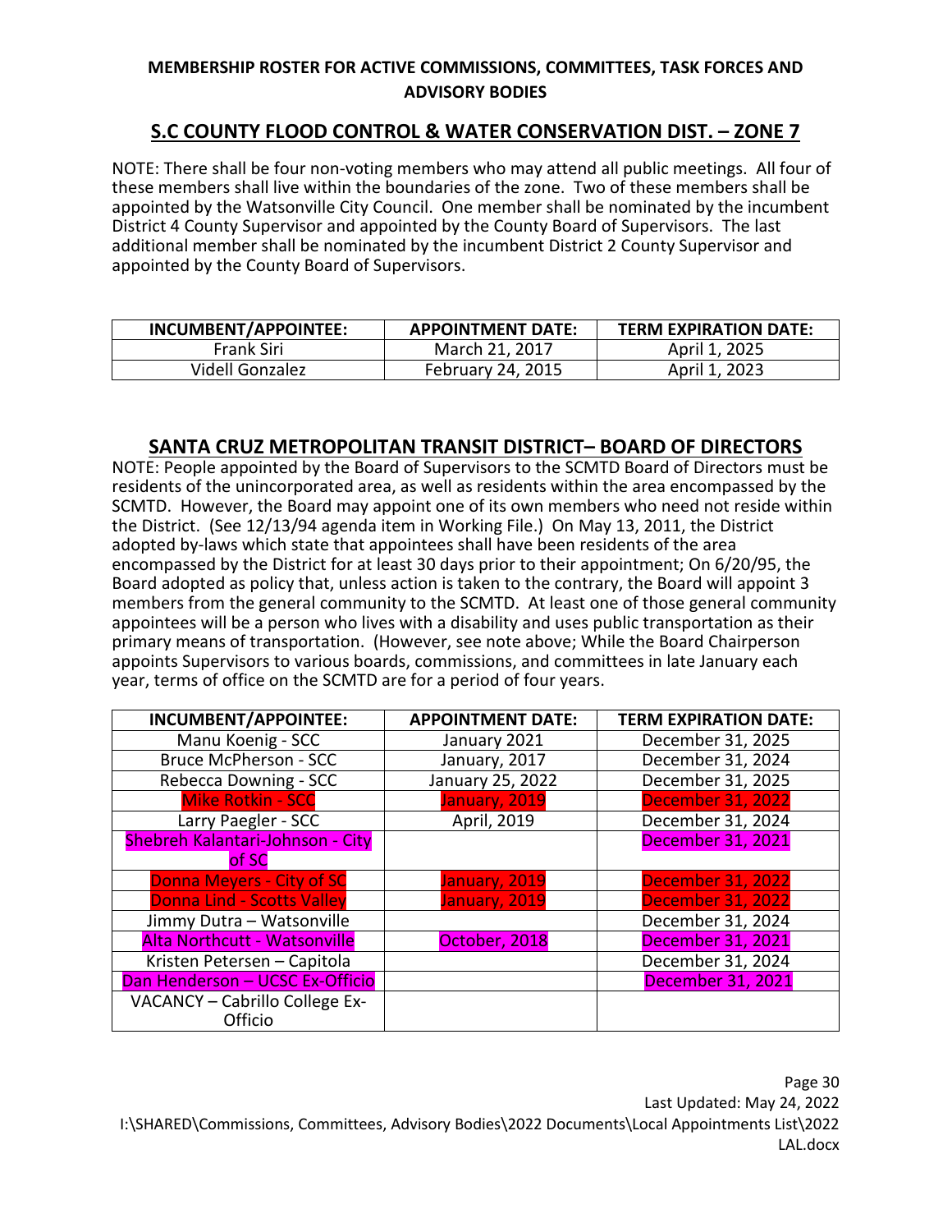**MEMBERSHIP ROSTER FOR ACTIVE COMMISSIONS, COMMITTEES, TASK FORCES AND ADVISORY BODIES**

## S.C COUNTY FLOOD CONTROL & WATER CONSERVATION DIST. – ZONE 7

NOTE: There shall be four non-voting members who may attend all public meetings. All four of these members shall live within the boundaries of the zone. Two of these members shall be appointed by the Watsonville City Council. One member shall be nominated by the incumbent District 4 County Supervisor and appointed by the County Board of Supervisors. The last additional member shall be nominated by the incumbent District 2 County Supervisor and appointed by the County Board of Supervisors.

| INCUMBENT/APPOINTEE: | APPOINTMENT DATE: | TERM EXPIRATION DATE: |
|---|---|---|
| Frank Siri | March 21, 2017 | April 1, 2025 |
| Videll Gonzalez | February 24, 2015 | April 1, 2023 |

## SANTA CRUZ METROPOLITAN TRANSIT DISTRICT– BOARD OF DIRECTORS

NOTE: People appointed by the Board of Supervisors to the SCMTD Board of Directors must be residents of the unincorporated area, as well as residents within the area encompassed by the SCMTD. However, the Board may appoint one of its own members who need not reside within the District. (See 12/13/94 agenda item in Working File.) On May 13, 2011, the District adopted by-laws which state that appointees shall have been residents of the area encompassed by the District for at least 30 days prior to their appointment; On 6/20/95, the Board adopted as policy that, unless action is taken to the contrary, the Board will appoint 3 members from the general community to the SCMTD. At least one of those general community appointees will be a person who lives with a disability and uses public transportation as their primary means of transportation. (However, see note above; While the Board Chairperson appoints Supervisors to various boards, commissions, and committees in late January each year, terms of office on the SCMTD are for a period of four years.

| INCUMBENT/APPOINTEE: | APPOINTMENT DATE: | TERM EXPIRATION DATE: |
|---|---|---|
| Manu Koenig - SCC | January 2021 | December 31, 2025 |
| Bruce McPherson - SCC | January, 2017 | December 31, 2024 |
| Rebecca Downing - SCC | January 25, 2022 | December 31, 2025 |
| Mike Rotkin - SCC | January, 2019 | December 31, 2022 |
| Larry Paegler - SCC | April, 2019 | December 31, 2024 |
| Shebreh Kalantari-Johnson - City of SC | | December 31, 2021 |
| Donna Meyers - City of SC | January, 2019 | December 31, 2022 |
| Donna Lind - Scotts Valley | January, 2019 | December 31, 2022 |
| Jimmy Dutra – Watsonville | | December 31, 2024 |
| Alta Northcutt - Watsonville | October, 2018 | December 31, 2021 |
| Kristen Petersen – Capitola | | December 31, 2024 |
| Dan Henderson – UCSC Ex-Officio | | December 31, 2021 |
| VACANCY – Cabrillo College Ex-Officio | | |

Last Updated: May 24, 2022
I:\SHARED\Commissions, Committees, Advisory Bodies\2022 Documents\Local Appointments List\2022 LAL.docx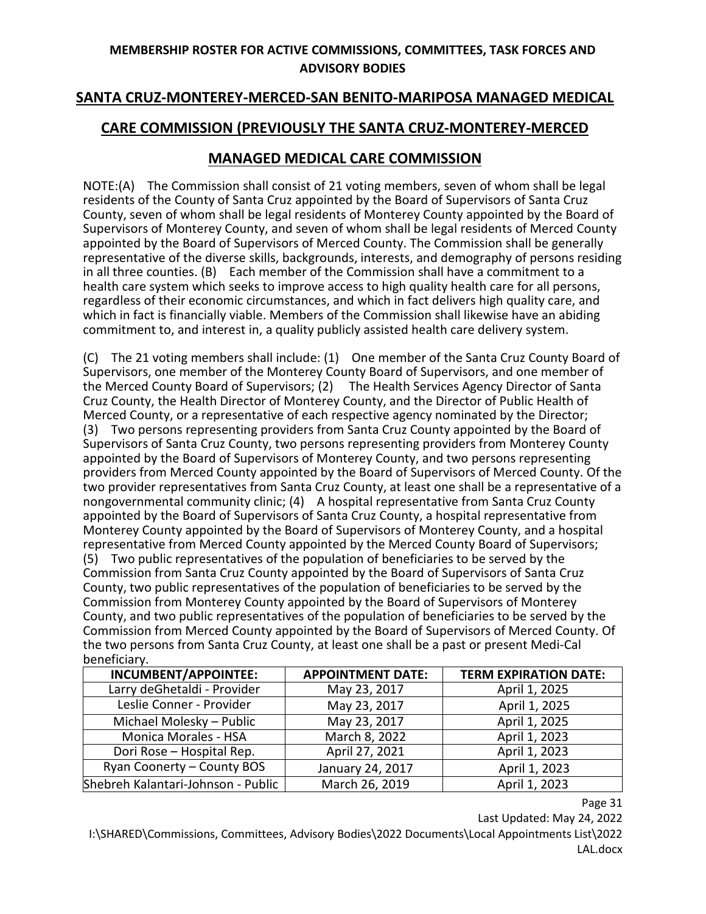**MEMBERSHIP ROSTER FOR ACTIVE COMMISSIONS, COMMITTEES, TASK FORCES AND ADVISORY BODIES**

## SANTA CRUZ-MONTEREY-MERCED-SAN BENITO-MARIPOSA MANAGED MEDICAL CARE COMMISSION (PREVIOUSLY THE SANTA CRUZ-MONTEREY-MERCED MANAGED MEDICAL CARE COMMISSION

NOTE:(A) The Commission shall consist of 21 voting members, seven of whom shall be legal residents of the County of Santa Cruz appointed by the Board of Supervisors of Santa Cruz County, seven of whom shall be legal residents of Monterey County appointed by the Board of Supervisors of Monterey County, and seven of whom shall be legal residents of Merced County appointed by the Board of Supervisors of Merced County. The Commission shall be generally representative of the diverse skills, backgrounds, interests, and demography of persons residing in all three counties. (B) Each member of the Commission shall have a commitment to a health care system which seeks to improve access to high quality health care for all persons, regardless of their economic circumstances, and which in fact delivers high quality care, and which in fact is financially viable. Members of the Commission shall likewise have an abiding commitment to, and interest in, a quality publicly assisted health care delivery system.

(C) The 21 voting members shall include: (1) One member of the Santa Cruz County Board of Supervisors, one member of the Monterey County Board of Supervisors, and one member of the Merced County Board of Supervisors; (2) The Health Services Agency Director of Santa Cruz County, the Health Director of Monterey County, and the Director of Public Health of Merced County, or a representative of each respective agency nominated by the Director; (3) Two persons representing providers from Santa Cruz County appointed by the Board of Supervisors of Santa Cruz County, two persons representing providers from Monterey County appointed by the Board of Supervisors of Monterey County, and two persons representing providers from Merced County appointed by the Board of Supervisors of Merced County. Of the two provider representatives from Santa Cruz County, at least one shall be a representative of a nongovernmental community clinic; (4) A hospital representative from Santa Cruz County appointed by the Board of Supervisors of Santa Cruz County, a hospital representative from Monterey County appointed by the Board of Supervisors of Monterey County, and a hospital representative from Merced County appointed by the Merced County Board of Supervisors; (5) Two public representatives of the population of beneficiaries to be served by the Commission from Santa Cruz County appointed by the Board of Supervisors of Santa Cruz County, two public representatives of the population of beneficiaries to be served by the Commission from Monterey County appointed by the Board of Supervisors of Monterey County, and two public representatives of the population of beneficiaries to be served by the Commission from Merced County appointed by the Board of Supervisors of Merced County. Of the two persons from Santa Cruz County, at least one shall be a past or present Medi-Cal beneficiary.

| INCUMBENT/APPOINTEE: | APPOINTMENT DATE: | TERM EXPIRATION DATE: |
|---|---|---|
| Larry deGhetaldi - Provider | May 23, 2017 | April 1, 2025 |
| Leslie Conner - Provider | May 23, 2017 | April 1, 2025 |
| Michael Molesky – Public | May 23, 2017 | April 1, 2025 |
| Monica Morales - HSA | March 8, 2022 | April 1, 2023 |
| Dori Rose – Hospital Rep. | April 27, 2021 | April 1, 2023 |
| Ryan Coonerty – County BOS | January 24, 2017 | April 1, 2023 |
| Shebreh Kalantari-Johnson - Public | March 26, 2019 | April 1, 2023 |

Last Updated: May 24, 2022

I:\SHARED\Commissions, Committees, Advisory Bodies\2022 Documents\Local Appointments List\2022 LAL.docx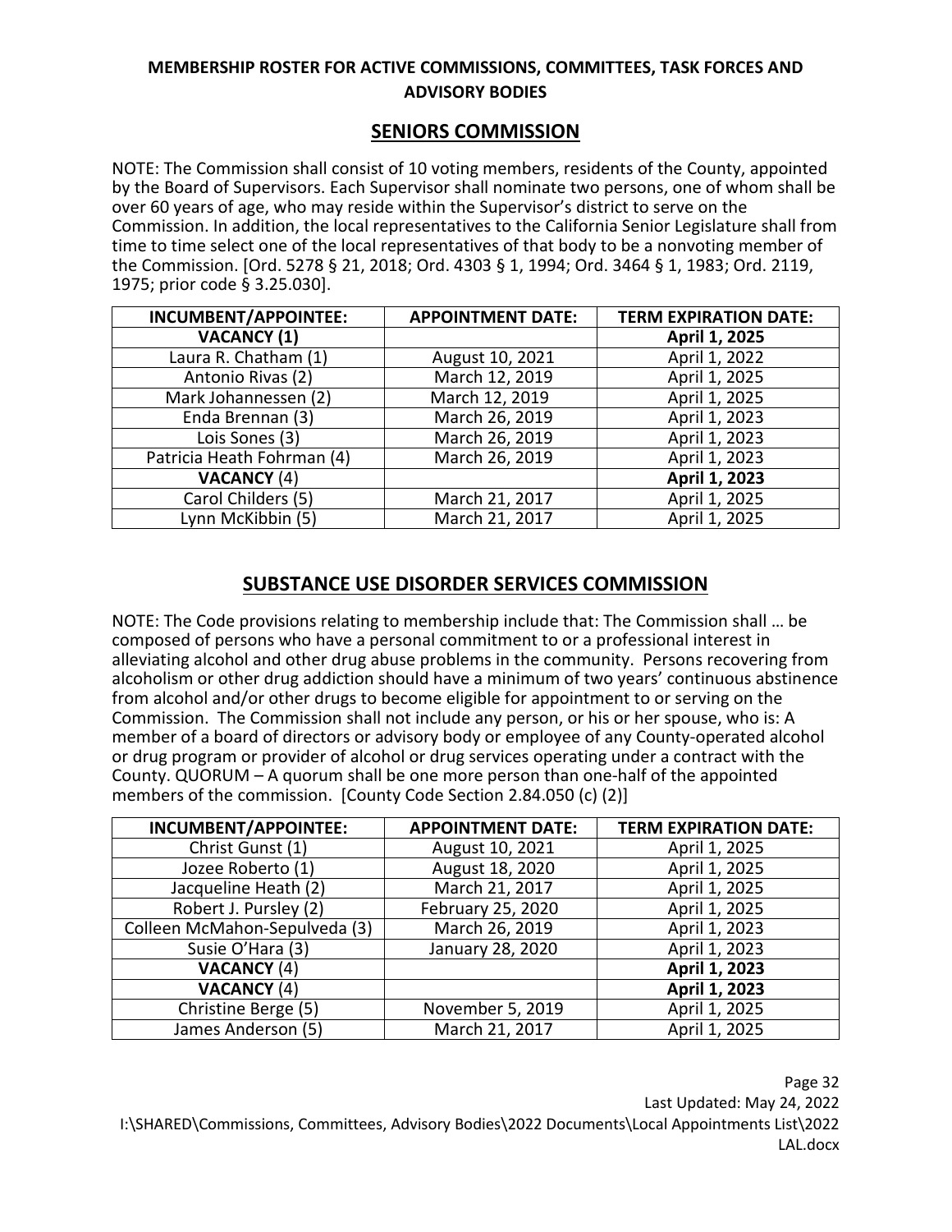**MEMBERSHIP ROSTER FOR ACTIVE COMMISSIONS, COMMITTEES, TASK FORCES AND ADVISORY BODIES**

## SENIORS COMMISSION

NOTE: The Commission shall consist of 10 voting members, residents of the County, appointed by the Board of Supervisors. Each Supervisor shall nominate two persons, one of whom shall be over 60 years of age, who may reside within the Supervisor's district to serve on the Commission. In addition, the local representatives to the California Senior Legislature shall from time to time select one of the local representatives of that body to be a nonvoting member of the Commission. [Ord. 5278 § 21, 2018; Ord. 4303 § 1, 1994; Ord. 3464 § 1, 1983; Ord. 2119, 1975; prior code § 3.25.030].

| INCUMBENT/APPOINTEE: | APPOINTMENT DATE: | TERM EXPIRATION DATE: |
|---|---|---|
| **VACANCY (1)** | | **April 1, 2025** |
| Laura R. Chatham (1) | August 10, 2021 | April 1, 2022 |
| Antonio Rivas (2) | March 12, 2019 | April 1, 2025 |
| Mark Johannessen (2) | March 12, 2019 | April 1, 2025 |
| Enda Brennan (3) | March 26, 2019 | April 1, 2023 |
| Lois Sones (3) | March 26, 2019 | April 1, 2023 |
| Patricia Heath Fohrman (4) | March 26, 2019 | April 1, 2023 |
| **VACANCY** (4) | | **April 1, 2023** |
| Carol Childers (5) | March 21, 2017 | April 1, 2025 |
| Lynn McKibbin (5) | March 21, 2017 | April 1, 2025 |

## SUBSTANCE USE DISORDER SERVICES COMMISSION

NOTE: The Code provisions relating to membership include that: The Commission shall … be composed of persons who have a personal commitment to or a professional interest in alleviating alcohol and other drug abuse problems in the community. Persons recovering from alcoholism or other drug addiction should have a minimum of two years' continuous abstinence from alcohol and/or other drugs to become eligible for appointment to or serving on the Commission. The Commission shall not include any person, or his or her spouse, who is: A member of a board of directors or advisory body or employee of any County-operated alcohol or drug program or provider of alcohol or drug services operating under a contract with the County. QUORUM – A quorum shall be one more person than one-half of the appointed members of the commission. [County Code Section 2.84.050 (c) (2)]

| INCUMBENT/APPOINTEE: | APPOINTMENT DATE: | TERM EXPIRATION DATE: |
|---|---|---|
| Christ Gunst (1) | August 10, 2021 | April 1, 2025 |
| Jozee Roberto (1) | August 18, 2020 | April 1, 2025 |
| Jacqueline Heath (2) | March 21, 2017 | April 1, 2025 |
| Robert J. Pursley (2) | February 25, 2020 | April 1, 2025 |
| Colleen McMahon-Sepulveda (3) | March 26, 2019 | April 1, 2023 |
| Susie O'Hara (3) | January 28, 2020 | April 1, 2023 |
| **VACANCY** (4) | | **April 1, 2023** |
| **VACANCY** (4) | | **April 1, 2023** |
| Christine Berge (5) | November 5, 2019 | April 1, 2025 |
| James Anderson (5) | March 21, 2017 | April 1, 2025 |

Last Updated: May 24, 2022

I:\SHARED\Commissions, Committees, Advisory Bodies\2022 Documents\Local Appointments List\2022 LAL.docx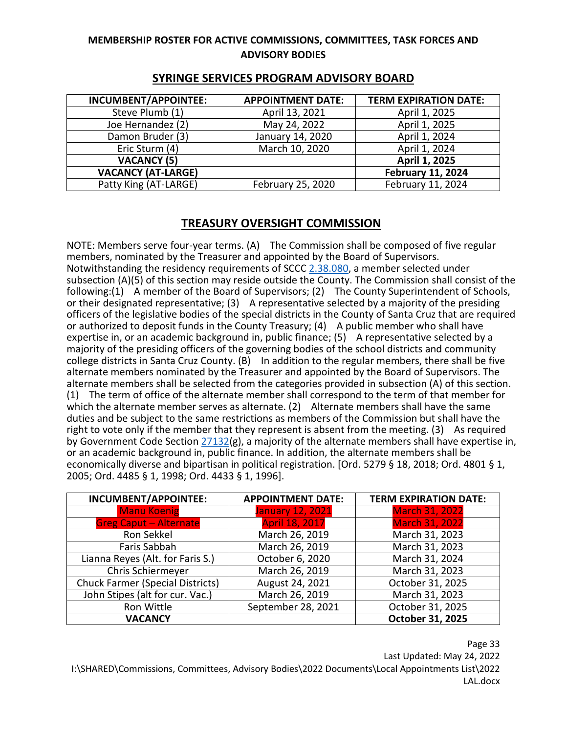**MEMBERSHIP ROSTER FOR ACTIVE COMMISSIONS, COMMITTEES, TASK FORCES AND ADVISORY BODIES**

## SYRINGE SERVICES PROGRAM ADVISORY BOARD

| INCUMBENT/APPOINTEE: | APPOINTMENT DATE: | TERM EXPIRATION DATE: |
|---|---|---|
| Steve Plumb (1) | April 13, 2021 | April 1, 2025 |
| Joe Hernandez (2) | May 24, 2022 | April 1, 2025 |
| Damon Bruder (3) | January 14, 2020 | April 1, 2024 |
| Eric Sturm (4) | March 10, 2020 | April 1, 2024 |
| **VACANCY (5)** | | **April 1, 2025** |
| **VACANCY (AT-LARGE)** | | **February 11, 2024** |
| Patty King (AT-LARGE) | February 25, 2020 | February 11, 2024 |

## TREASURY OVERSIGHT COMMISSION

NOTE: Members serve four-year terms. (A) The Commission shall be composed of five regular members, nominated by the Treasurer and appointed by the Board of Supervisors. Notwithstanding the residency requirements of SCCC 2.38.080, a member selected under subsection (A)(5) of this section may reside outside the County. The Commission shall consist of the following:(1) A member of the Board of Supervisors; (2) The County Superintendent of Schools, or their designated representative; (3) A representative selected by a majority of the presiding officers of the legislative bodies of the special districts in the County of Santa Cruz that are required or authorized to deposit funds in the County Treasury; (4) A public member who shall have expertise in, or an academic background in, public finance; (5) A representative selected by a majority of the presiding officers of the governing bodies of the school districts and community college districts in Santa Cruz County. (B) In addition to the regular members, there shall be five alternate members nominated by the Treasurer and appointed by the Board of Supervisors. The alternate members shall be selected from the categories provided in subsection (A) of this section. (1) The term of office of the alternate member shall correspond to the term of that member for which the alternate member serves as alternate. (2) Alternate members shall have the same duties and be subject to the same restrictions as members of the Commission but shall have the right to vote only if the member that they represent is absent from the meeting. (3) As required by Government Code Section 27132(g), a majority of the alternate members shall have expertise in, or an academic background in, public finance. In addition, the alternate members shall be economically diverse and bipartisan in political registration. [Ord. 5279 § 18, 2018; Ord. 4801 § 1, 2005; Ord. 4485 § 1, 1998; Ord. 4433 § 1, 1996].

| INCUMBENT/APPOINTEE: | APPOINTMENT DATE: | TERM EXPIRATION DATE: |
|---|---|---|
| Manu Koenig | January 12, 2021 | March 31, 2022 |
| Greg Caput – Alternate | April 18, 2017 | March 31, 2022 |
| Ron Sekkel | March 26, 2019 | March 31, 2023 |
| Faris Sabbah | March 26, 2019 | March 31, 2023 |
| Lianna Reyes (Alt. for Faris S.) | October 6, 2020 | March 31, 2024 |
| Chris Schiermeyer | March 26, 2019 | March 31, 2023 |
| Chuck Farmer (Special Districts) | August 24, 2021 | October 31, 2025 |
| John Stipes (alt for cur. Vac.) | March 26, 2019 | March 31, 2023 |
| Ron Wittle | September 28, 2021 | October 31, 2025 |
| **VACANCY** | | **October 31, 2025** |

Last Updated: May 24, 2022
I:\SHARED\Commissions, Committees, Advisory Bodies\2022 Documents\Local Appointments List\2022 LAL.docx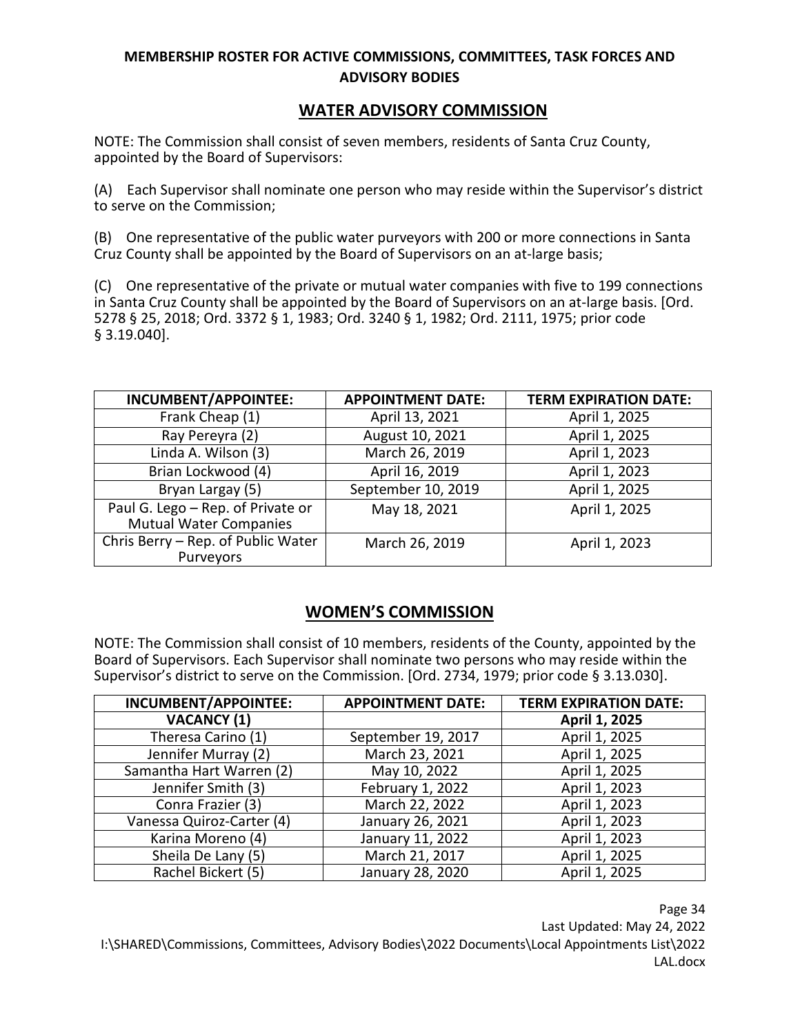**MEMBERSHIP ROSTER FOR ACTIVE COMMISSIONS, COMMITTEES, TASK FORCES AND ADVISORY BODIES**

## WATER ADVISORY COMMISSION

NOTE: The Commission shall consist of seven members, residents of Santa Cruz County, appointed by the Board of Supervisors:

(A) Each Supervisor shall nominate one person who may reside within the Supervisor's district to serve on the Commission;

(B) One representative of the public water purveyors with 200 or more connections in Santa Cruz County shall be appointed by the Board of Supervisors on an at-large basis;

(C) One representative of the private or mutual water companies with five to 199 connections in Santa Cruz County shall be appointed by the Board of Supervisors on an at-large basis. [Ord. 5278 § 25, 2018; Ord. 3372 § 1, 1983; Ord. 3240 § 1, 1982; Ord. 2111, 1975; prior code § 3.19.040].

| INCUMBENT/APPOINTEE: | APPOINTMENT DATE: | TERM EXPIRATION DATE: |
|---|---|---|
| Frank Cheap (1) | April 13, 2021 | April 1, 2025 |
| Ray Pereyra (2) | August 10, 2021 | April 1, 2025 |
| Linda A. Wilson (3) | March 26, 2019 | April 1, 2023 |
| Brian Lockwood (4) | April 16, 2019 | April 1, 2023 |
| Bryan Largay (5) | September 10, 2019 | April 1, 2025 |
| Paul G. Lego – Rep. of Private or Mutual Water Companies | May 18, 2021 | April 1, 2025 |
| Chris Berry – Rep. of Public Water Purveyors | March 26, 2019 | April 1, 2023 |

## WOMEN'S COMMISSION

NOTE: The Commission shall consist of 10 members, residents of the County, appointed by the Board of Supervisors. Each Supervisor shall nominate two persons who may reside within the Supervisor's district to serve on the Commission. [Ord. 2734, 1979; prior code § 3.13.030].

| INCUMBENT/APPOINTEE: | APPOINTMENT DATE: | TERM EXPIRATION DATE: |
|---|---|---|
| **VACANCY (1)** | | **April 1, 2025** |
| Theresa Carino (1) | September 19, 2017 | April 1, 2025 |
| Jennifer Murray (2) | March 23, 2021 | April 1, 2025 |
| Samantha Hart Warren (2) | May 10, 2022 | April 1, 2025 |
| Jennifer Smith (3) | February 1, 2022 | April 1, 2023 |
| Conra Frazier (3) | March 22, 2022 | April 1, 2023 |
| Vanessa Quiroz-Carter (4) | January 26, 2021 | April 1, 2023 |
| Karina Moreno (4) | January 11, 2022 | April 1, 2023 |
| Sheila De Lany (5) | March 21, 2017 | April 1, 2025 |
| Rachel Bickert (5) | January 28, 2020 | April 1, 2025 |

Last Updated: May 24, 2022

I:\SHARED\Commissions, Committees, Advisory Bodies\2022 Documents\Local Appointments List\2022 LAL.docx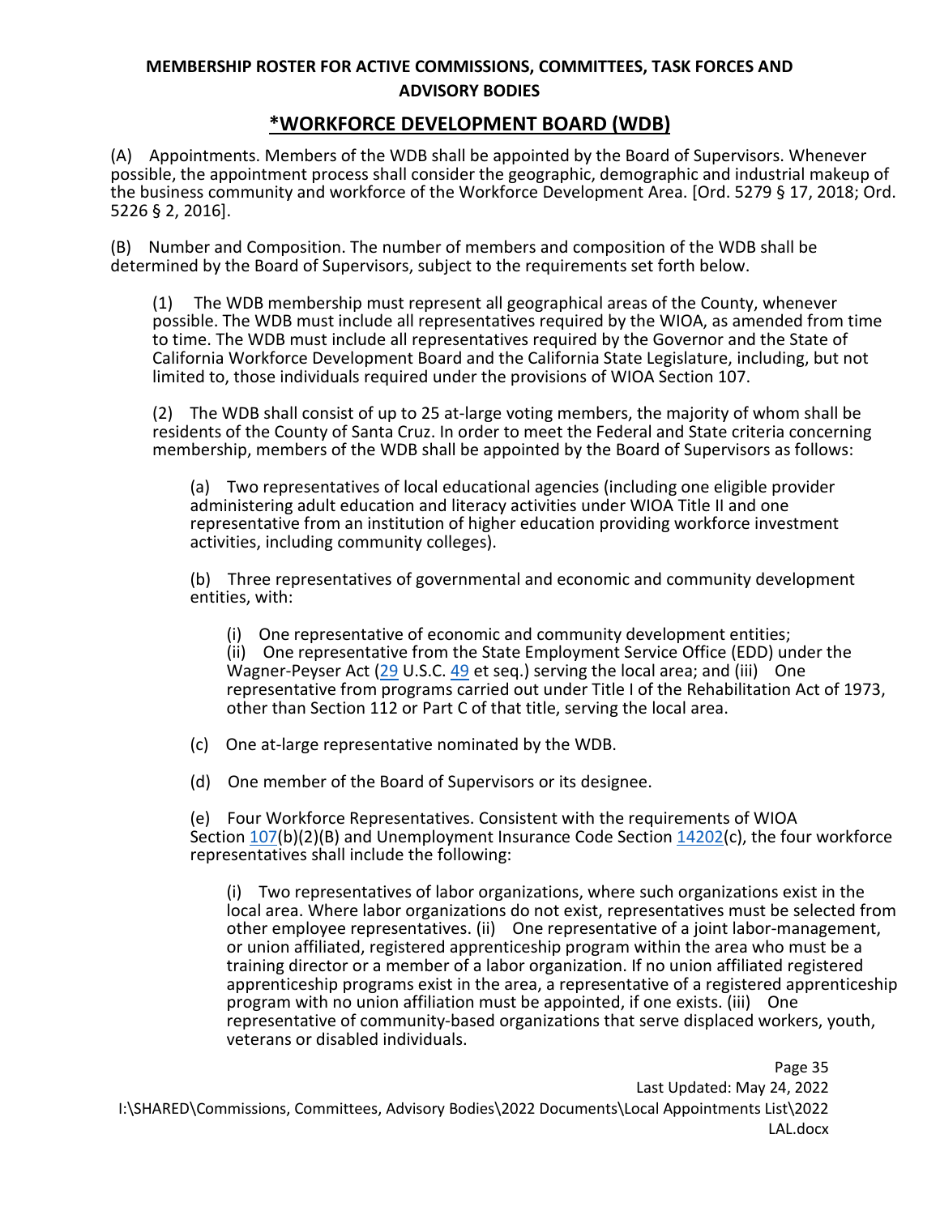**MEMBERSHIP ROSTER FOR ACTIVE COMMISSIONS, COMMITTEES, TASK FORCES AND ADVISORY BODIES**

## *WORKFORCE DEVELOPMENT BOARD (WDB)

(A) Appointments. Members of the WDB shall be appointed by the Board of Supervisors. Whenever possible, the appointment process shall consider the geographic, demographic and industrial makeup of the business community and workforce of the Workforce Development Area. [Ord. 5279 § 17, 2018; Ord. 5226 § 2, 2016].

(B) Number and Composition. The number of members and composition of the WDB shall be determined by the Board of Supervisors, subject to the requirements set forth below.

> (1) The WDB membership must represent all geographical areas of the County, whenever possible. The WDB must include all representatives required by the WIOA, as amended from time to time. The WDB must include all representatives required by the Governor and the State of California Workforce Development Board and the California State Legislature, including, but not limited to, those individuals required under the provisions of WIOA Section 107.
>
> (2) The WDB shall consist of up to 25 at-large voting members, the majority of whom shall be residents of the County of Santa Cruz. In order to meet the Federal and State criteria concerning membership, members of the WDB shall be appointed by the Board of Supervisors as follows:
>
> > (a) Two representatives of local educational agencies (including one eligible provider administering adult education and literacy activities under WIOA Title II and one representative from an institution of higher education providing workforce investment activities, including community colleges).
> >
> > (b) Three representatives of governmental and economic and community development entities, with:
> >
> > > (i) One representative of economic and community development entities;
> > > (ii) One representative from the State Employment Service Office (EDD) under the Wagner-Peyser Act (29 U.S.C. 49 et seq.) serving the local area; and (iii) One representative from programs carried out under Title I of the Rehabilitation Act of 1973, other than Section 112 or Part C of that title, serving the local area.
> >
> > (c) One at-large representative nominated by the WDB.
> >
> > (d) One member of the Board of Supervisors or its designee.
> >
> > (e) Four Workforce Representatives. Consistent with the requirements of WIOA Section 107(b)(2)(B) and Unemployment Insurance Code Section 14202(c), the four workforce representatives shall include the following:
> >
> > > (i) Two representatives of labor organizations, where such organizations exist in the local area. Where labor organizations do not exist, representatives must be selected from other employee representatives. (ii) One representative of a joint labor-management, or union affiliated, registered apprenticeship program within the area who must be a training director or a member of a labor organization. If no union affiliated registered apprenticeship programs exist in the area, a representative of a registered apprenticeship program with no union affiliation must be appointed, if one exists. (iii) One representative of community-based organizations that serve displaced workers, youth, veterans or disabled individuals.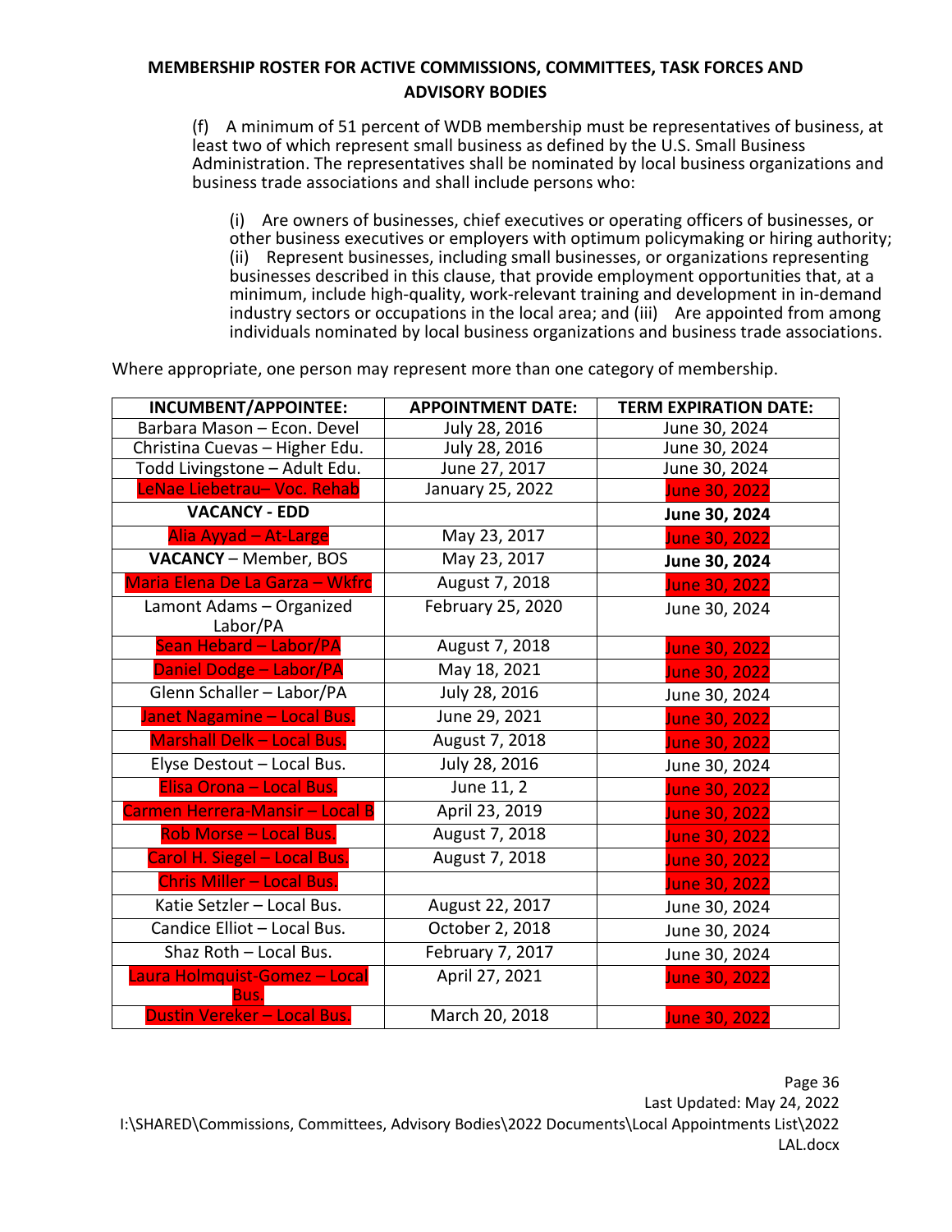**MEMBERSHIP ROSTER FOR ACTIVE COMMISSIONS, COMMITTEES, TASK FORCES AND ADVISORY BODIES**

> (f) A minimum of 51 percent of WDB membership must be representatives of business, at least two of which represent small business as defined by the U.S. Small Business Administration. The representatives shall be nominated by local business organizations and business trade associations and shall include persons who:
>
> > (i) Are owners of businesses, chief executives or operating officers of businesses, or other business executives or employers with optimum policymaking or hiring authority; (ii) Represent businesses, including small businesses, or organizations representing businesses described in this clause, that provide employment opportunities that, at a minimum, include high-quality, work-relevant training and development in in-demand industry sectors or occupations in the local area; and (iii) Are appointed from among individuals nominated by local business organizations and business trade associations.

Where appropriate, one person may represent more than one category of membership.

| INCUMBENT/APPOINTEE: | APPOINTMENT DATE: | TERM EXPIRATION DATE: |
|---|---|---|
| Barbara Mason – Econ. Devel | July 28, 2016 | June 30, 2024 |
| Christina Cuevas – Higher Edu. | July 28, 2016 | June 30, 2024 |
| Todd Livingstone – Adult Edu. | June 27, 2017 | June 30, 2024 |
| LeNae Liebetrau– Voc. Rehab | January 25, 2022 | June 30, 2022 |
| **VACANCY - EDD** | | **June 30, 2024** |
| Alia Ayyad – At-Large | May 23, 2017 | June 30, 2022 |
| **VACANCY** – Member, BOS | May 23, 2017 | **June 30, 2024** |
| Maria Elena De La Garza – Wkfrc | August 7, 2018 | June 30, 2022 |
| Lamont Adams – Organized Labor/PA | February 25, 2020 | June 30, 2024 |
| Sean Hebard – Labor/PA | August 7, 2018 | June 30, 2022 |
| Daniel Dodge – Labor/PA | May 18, 2021 | June 30, 2022 |
| Glenn Schaller – Labor/PA | July 28, 2016 | June 30, 2024 |
| Janet Nagamine – Local Bus. | June 29, 2021 | June 30, 2022 |
| Marshall Delk – Local Bus. | August 7, 2018 | June 30, 2022 |
| Elyse Destout – Local Bus. | July 28, 2016 | June 30, 2024 |
| Elisa Orona – Local Bus. | June 11, 2 | June 30, 2022 |
| Carmen Herrera-Mansir – Local B | April 23, 2019 | June 30, 2022 |
| Rob Morse – Local Bus. | August 7, 2018 | June 30, 2022 |
| Carol H. Siegel – Local Bus. | August 7, 2018 | June 30, 2022 |
| Chris Miller – Local Bus. | | June 30, 2022 |
| Katie Setzler – Local Bus. | August 22, 2017 | June 30, 2024 |
| Candice Elliot – Local Bus. | October 2, 2018 | June 30, 2024 |
| Shaz Roth – Local Bus. | February 7, 2017 | June 30, 2024 |
| Laura Holmquist-Gomez – Local Bus. | April 27, 2021 | June 30, 2022 |
| Dustin Vereker – Local Bus. | March 20, 2018 | June 30, 2022 |

Last Updated: May 24, 2022
I:\SHARED\Commissions, Committees, Advisory Bodies\2022 Documents\Local Appointments List\2022 LAL.docx